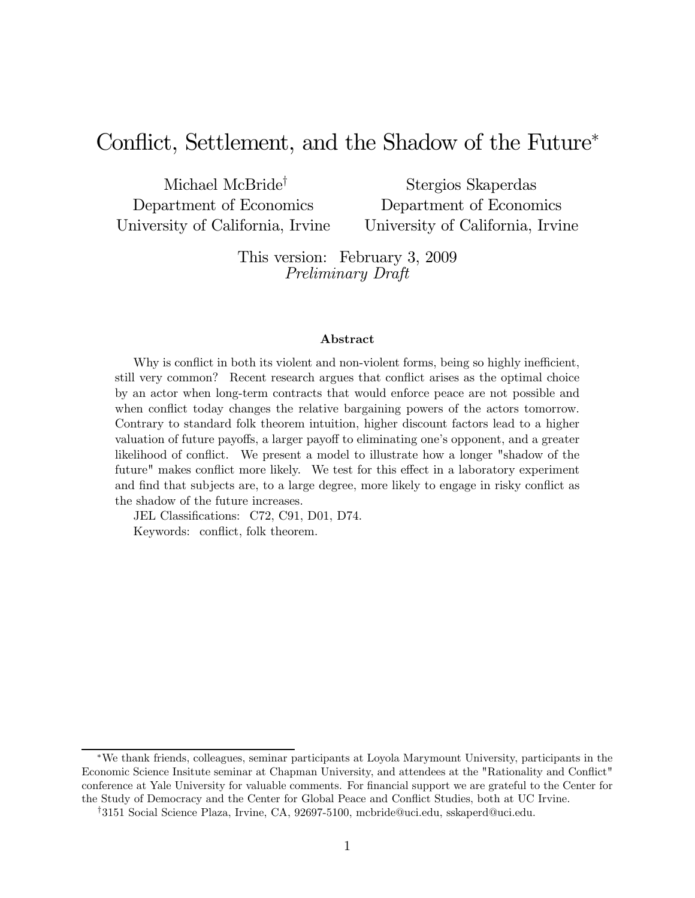# Conflict, Settlement, and the Shadow of the Future*

Michael McBride[†]
Department of Economics
University of California, Irvine

Stergios Skaperdas
Department of Economics
University of California, Irvine

This version: February 3, 2009
*Preliminary Draft*

### Abstract

Why is conflict in both its violent and non-violent forms, being so highly inefficient, still very common? Recent research argues that conflict arises as the optimal choice by an actor when long-term contracts that would enforce peace are not possible and when conflict today changes the relative bargaining powers of the actors tomorrow. Contrary to standard folk theorem intuition, higher discount factors lead to a higher valuation of future payoffs, a larger payoff to eliminating one's opponent, and a greater likelihood of conflict. We present a model to illustrate how a longer "shadow of the future" makes conflict more likely. We test for this effect in a laboratory experiment and find that subjects are, to a large degree, more likely to engage in risky conflict as the shadow of the future increases.

JEL Classifications: C72, C91, D01, D74.

Keywords: conflict, folk theorem.

---

*We thank friends, colleagues, seminar participants at Loyola Marymount University, participants in the Economic Science Insitute seminar at Chapman University, and attendees at the "Rationality and Conflict" conference at Yale University for valuable comments. For financial support we are grateful to the Center for the Study of Democracy and the Center for Global Peace and Conflict Studies, both at UC Irvine.

[†]3151 Social Science Plaza, Irvine, CA, 92697-5100, mcbride@uci.edu, sskaperd@uci.edu.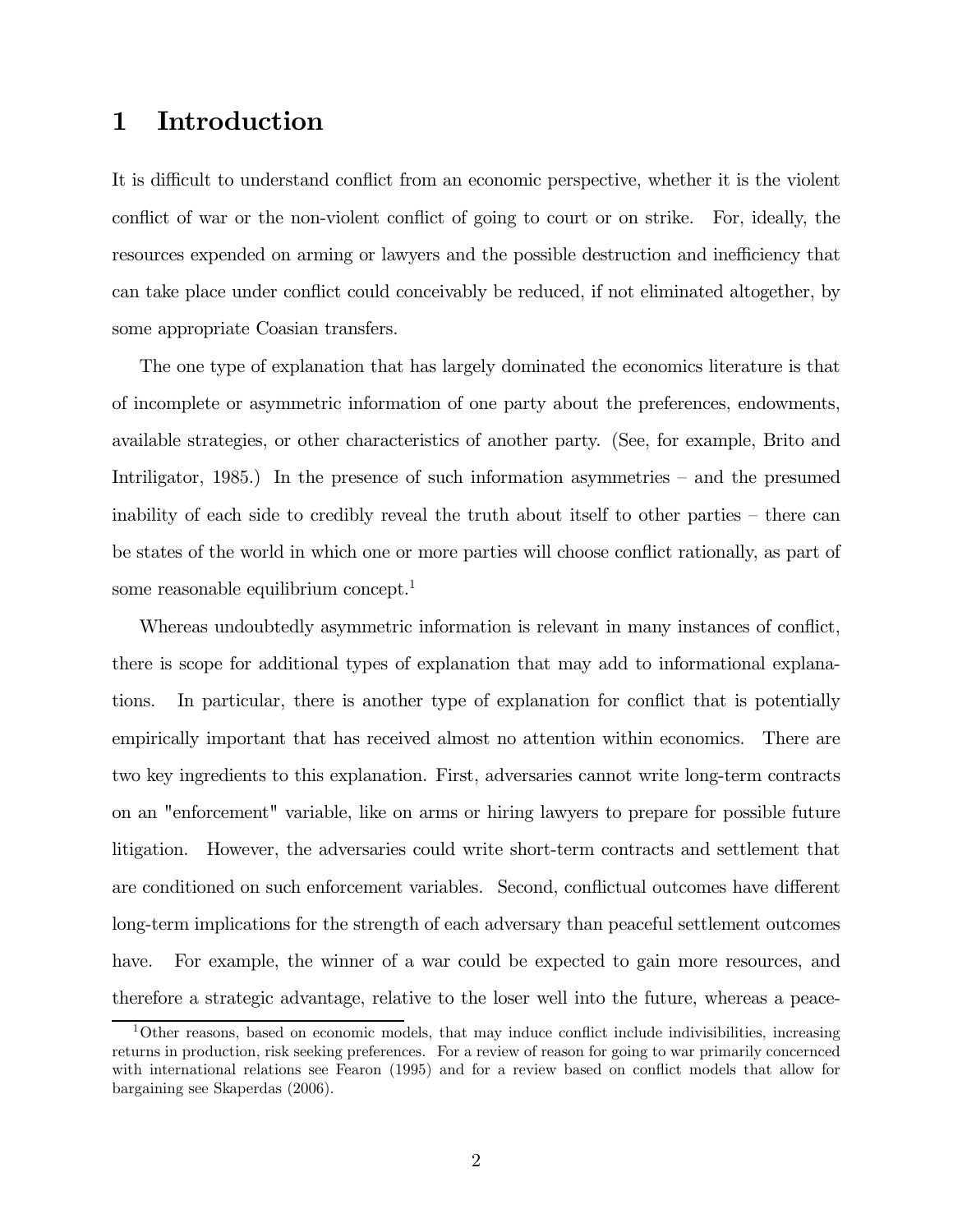# 1 Introduction

It is difficult to understand conflict from an economic perspective, whether it is the violent conflict of war or the non-violent conflict of going to court or on strike. For, ideally, the resources expended on arming or lawyers and the possible destruction and inefficiency that can take place under conflict could conceivably be reduced, if not eliminated altogether, by some appropriate Coasian transfers.

The one type of explanation that has largely dominated the economics literature is that of incomplete or asymmetric information of one party about the preferences, endowments, available strategies, or other characteristics of another party. (See, for example, Brito and Intriligator, 1985.) In the presence of such information asymmetries – and the presumed inability of each side to credibly reveal the truth about itself to other parties – there can be states of the world in which one or more parties will choose conflict rationally, as part of some reasonable equilibrium concept.[1]

Whereas undoubtedly asymmetric information is relevant in many instances of conflict, there is scope for additional types of explanation that may add to informational explanations. In particular, there is another type of explanation for conflict that is potentially empirically important that has received almost no attention within economics. There are two key ingredients to this explanation. First, adversaries cannot write long-term contracts on an "enforcement" variable, like on arms or hiring lawyers to prepare for possible future litigation. However, the adversaries could write short-term contracts and settlement that are conditioned on such enforcement variables. Second, conflictual outcomes have different long-term implications for the strength of each adversary than peaceful settlement outcomes have. For example, the winner of a war could be expected to gain more resources, and therefore a strategic advantage, relative to the loser well into the future, whereas a peace-

[1] Other reasons, based on economic models, that may induce conflict include indivisibilities, increasing returns in production, risk seeking preferences. For a review of reason for going to war primarily concernced with international relations see Fearon (1995) and for a review based on conflict models that allow for bargaining see Skaperdas (2006).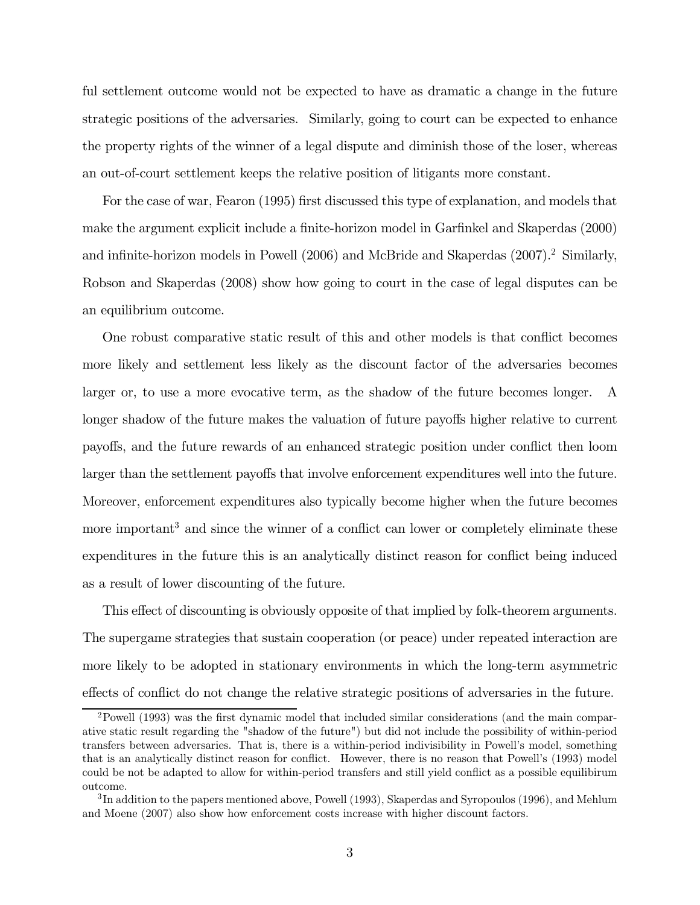ful settlement outcome would not be expected to have as dramatic a change in the future strategic positions of the adversaries. Similarly, going to court can be expected to enhance the property rights of the winner of a legal dispute and diminish those of the loser, whereas an out-of-court settlement keeps the relative position of litigants more constant.

For the case of war, Fearon (1995) first discussed this type of explanation, and models that make the argument explicit include a finite-horizon model in Garfinkel and Skaperdas (2000) and infinite-horizon models in Powell (2006) and McBride and Skaperdas (2007).[2] Similarly, Robson and Skaperdas (2008) show how going to court in the case of legal disputes can be an equilibrium outcome.

One robust comparative static result of this and other models is that conflict becomes more likely and settlement less likely as the discount factor of the adversaries becomes larger or, to use a more evocative term, as the shadow of the future becomes longer. A longer shadow of the future makes the valuation of future payoffs higher relative to current payoffs, and the future rewards of an enhanced strategic position under conflict then loom larger than the settlement payoffs that involve enforcement expenditures well into the future. Moreover, enforcement expenditures also typically become higher when the future becomes more important[3] and since the winner of a conflict can lower or completely eliminate these expenditures in the future this is an analytically distinct reason for conflict being induced as a result of lower discounting of the future.

This effect of discounting is obviously opposite of that implied by folk-theorem arguments. The supergame strategies that sustain cooperation (or peace) under repeated interaction are more likely to be adopted in stationary environments in which the long-term asymmetric effects of conflict do not change the relative strategic positions of adversaries in the future.

---

[2] Powell (1993) was the first dynamic model that included similar considerations (and the main comparative static result regarding the "shadow of the future") but did not include the possibility of within-period transfers between adversaries. That is, there is a within-period indivisibility in Powell's model, something that is an analytically distinct reason for conflict. However, there is no reason that Powell's (1993) model could be not be adapted to allow for within-period transfers and still yield conflict as a possible equilibirum outcome.

[3] In addition to the papers mentioned above, Powell (1993), Skaperdas and Syropoulos (1996), and Mehlum and Moene (2007) also show how enforcement costs increase with higher discount factors.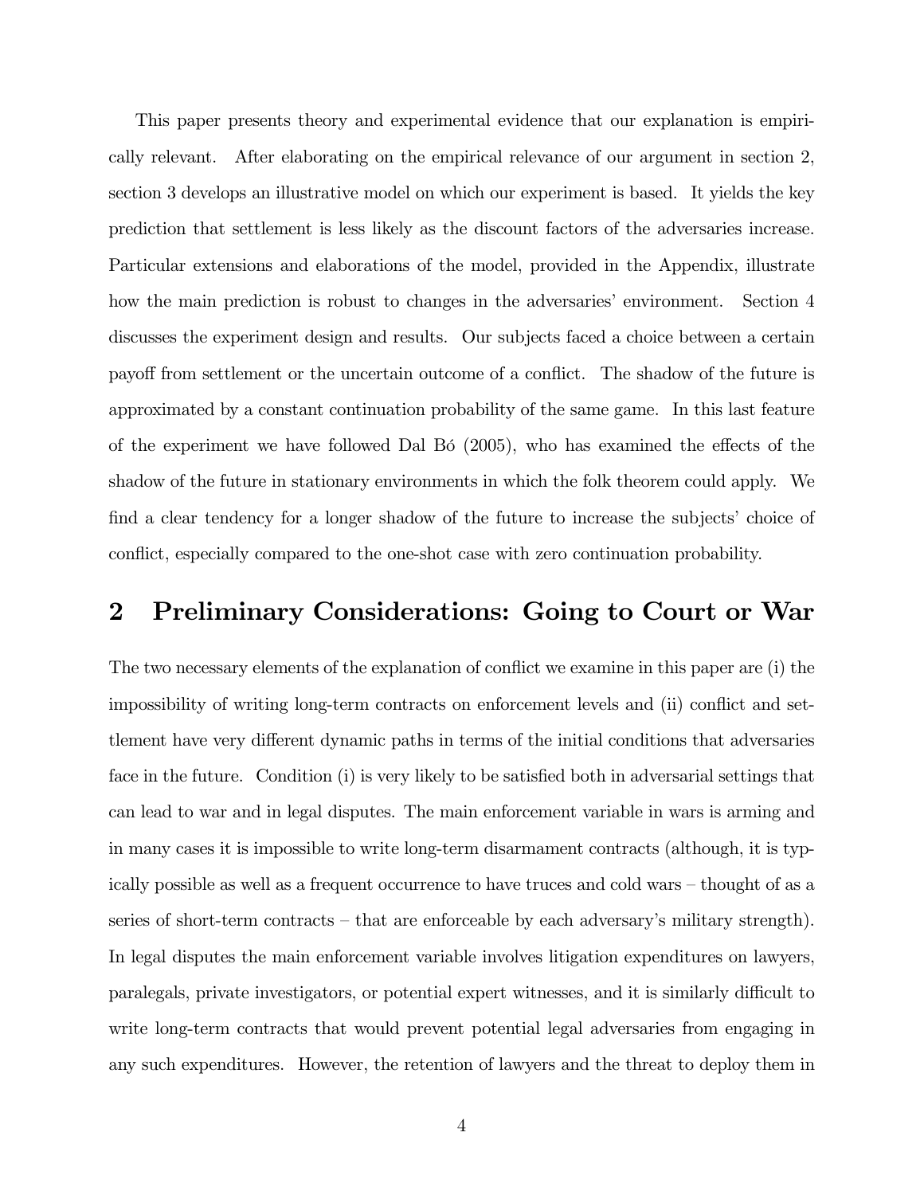This paper presents theory and experimental evidence that our explanation is empirically relevant. After elaborating on the empirical relevance of our argument in section 2, section 3 develops an illustrative model on which our experiment is based. It yields the key prediction that settlement is less likely as the discount factors of the adversaries increase. Particular extensions and elaborations of the model, provided in the Appendix, illustrate how the main prediction is robust to changes in the adversaries' environment. Section 4 discusses the experiment design and results. Our subjects faced a choice between a certain payoff from settlement or the uncertain outcome of a conflict. The shadow of the future is approximated by a constant continuation probability of the same game. In this last feature of the experiment we have followed Dal Bó (2005), who has examined the effects of the shadow of the future in stationary environments in which the folk theorem could apply. We find a clear tendency for a longer shadow of the future to increase the subjects' choice of conflict, especially compared to the one-shot case with zero continuation probability.

## 2 Preliminary Considerations: Going to Court or War

The two necessary elements of the explanation of conflict we examine in this paper are (i) the impossibility of writing long-term contracts on enforcement levels and (ii) conflict and settlement have very different dynamic paths in terms of the initial conditions that adversaries face in the future. Condition (i) is very likely to be satisfied both in adversarial settings that can lead to war and in legal disputes. The main enforcement variable in wars is arming and in many cases it is impossible to write long-term disarmament contracts (although, it is typically possible as well as a frequent occurrence to have truces and cold wars – thought of as a series of short-term contracts – that are enforceable by each adversary's military strength). In legal disputes the main enforcement variable involves litigation expenditures on lawyers, paralegals, private investigators, or potential expert witnesses, and it is similarly difficult to write long-term contracts that would prevent potential legal adversaries from engaging in any such expenditures. However, the retention of lawyers and the threat to deploy them in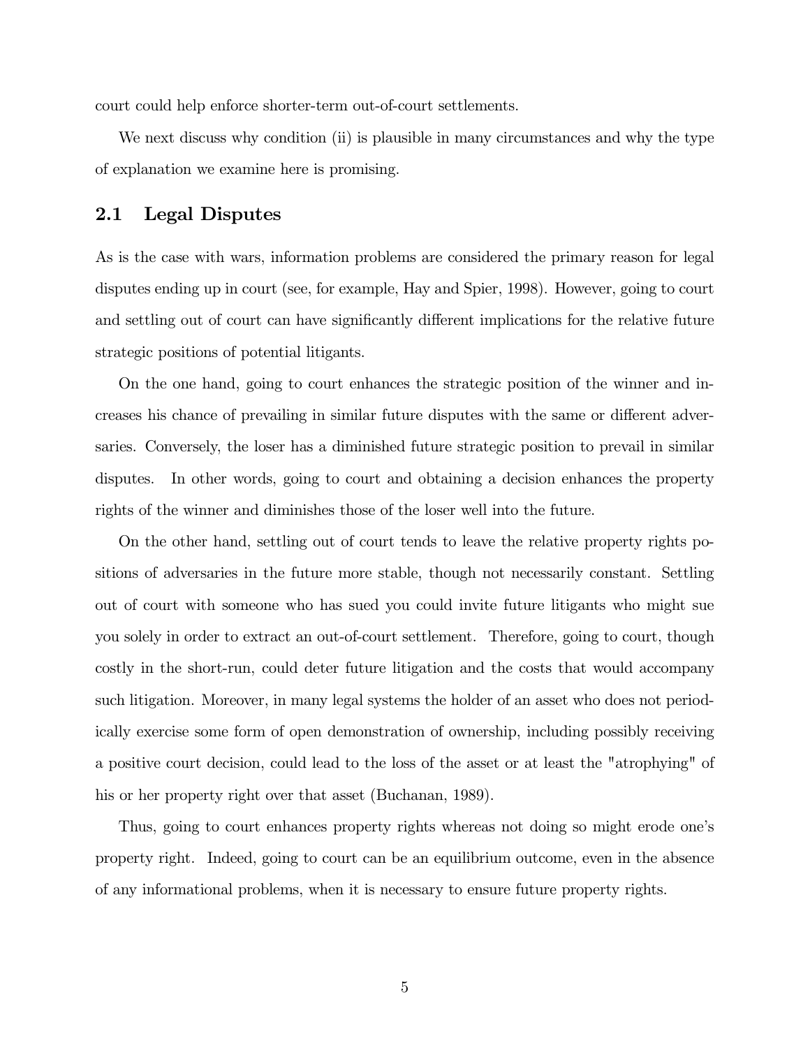court could help enforce shorter-term out-of-court settlements.

We next discuss why condition (ii) is plausible in many circumstances and why the type of explanation we examine here is promising.

## 2.1 Legal Disputes

As is the case with wars, information problems are considered the primary reason for legal disputes ending up in court (see, for example, Hay and Spier, 1998). However, going to court and settling out of court can have significantly different implications for the relative future strategic positions of potential litigants.

On the one hand, going to court enhances the strategic position of the winner and increases his chance of prevailing in similar future disputes with the same or different adversaries. Conversely, the loser has a diminished future strategic position to prevail in similar disputes. In other words, going to court and obtaining a decision enhances the property rights of the winner and diminishes those of the loser well into the future.

On the other hand, settling out of court tends to leave the relative property rights positions of adversaries in the future more stable, though not necessarily constant. Settling out of court with someone who has sued you could invite future litigants who might sue you solely in order to extract an out-of-court settlement. Therefore, going to court, though costly in the short-run, could deter future litigation and the costs that would accompany such litigation. Moreover, in many legal systems the holder of an asset who does not periodically exercise some form of open demonstration of ownership, including possibly receiving a positive court decision, could lead to the loss of the asset or at least the "atrophying" of his or her property right over that asset (Buchanan, 1989).

Thus, going to court enhances property rights whereas not doing so might erode one's property right. Indeed, going to court can be an equilibrium outcome, even in the absence of any informational problems, when it is necessary to ensure future property rights.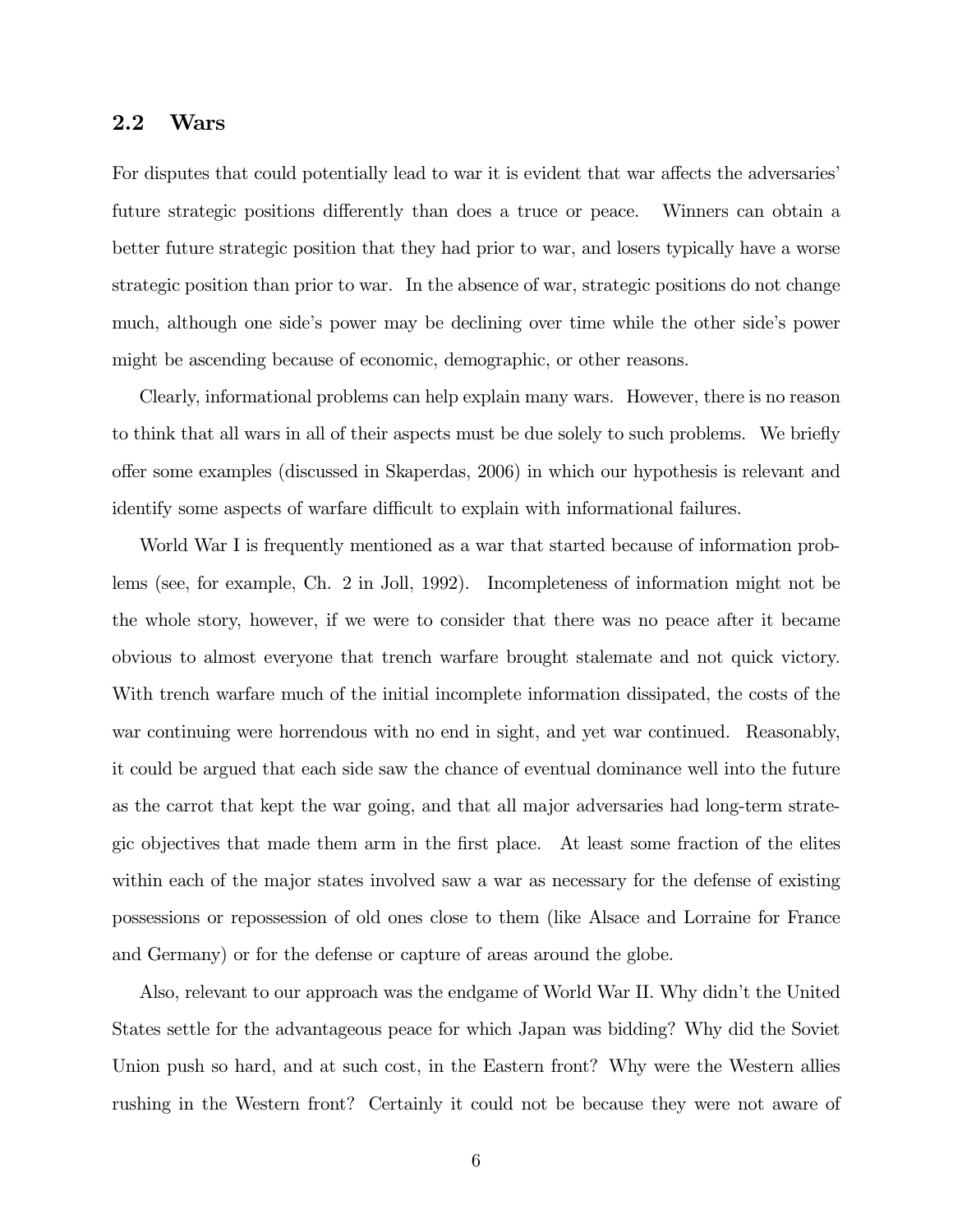## 2.2 Wars

For disputes that could potentially lead to war it is evident that war affects the adversaries' future strategic positions differently than does a truce or peace. Winners can obtain a better future strategic position that they had prior to war, and losers typically have a worse strategic position than prior to war. In the absence of war, strategic positions do not change much, although one side's power may be declining over time while the other side's power might be ascending because of economic, demographic, or other reasons.

Clearly, informational problems can help explain many wars. However, there is no reason to think that all wars in all of their aspects must be due solely to such problems. We briefly offer some examples (discussed in Skaperdas, 2006) in which our hypothesis is relevant and identify some aspects of warfare difficult to explain with informational failures.

World War I is frequently mentioned as a war that started because of information problems (see, for example, Ch. 2 in Joll, 1992). Incompleteness of information might not be the whole story, however, if we were to consider that there was no peace after it became obvious to almost everyone that trench warfare brought stalemate and not quick victory. With trench warfare much of the initial incomplete information dissipated, the costs of the war continuing were horrendous with no end in sight, and yet war continued. Reasonably, it could be argued that each side saw the chance of eventual dominance well into the future as the carrot that kept the war going, and that all major adversaries had long-term strategic objectives that made them arm in the first place. At least some fraction of the elites within each of the major states involved saw a war as necessary for the defense of existing possessions or repossession of old ones close to them (like Alsace and Lorraine for France and Germany) or for the defense or capture of areas around the globe.

Also, relevant to our approach was the endgame of World War II. Why didn't the United States settle for the advantageous peace for which Japan was bidding? Why did the Soviet Union push so hard, and at such cost, in the Eastern front? Why were the Western allies rushing in the Western front? Certainly it could not be because they were not aware of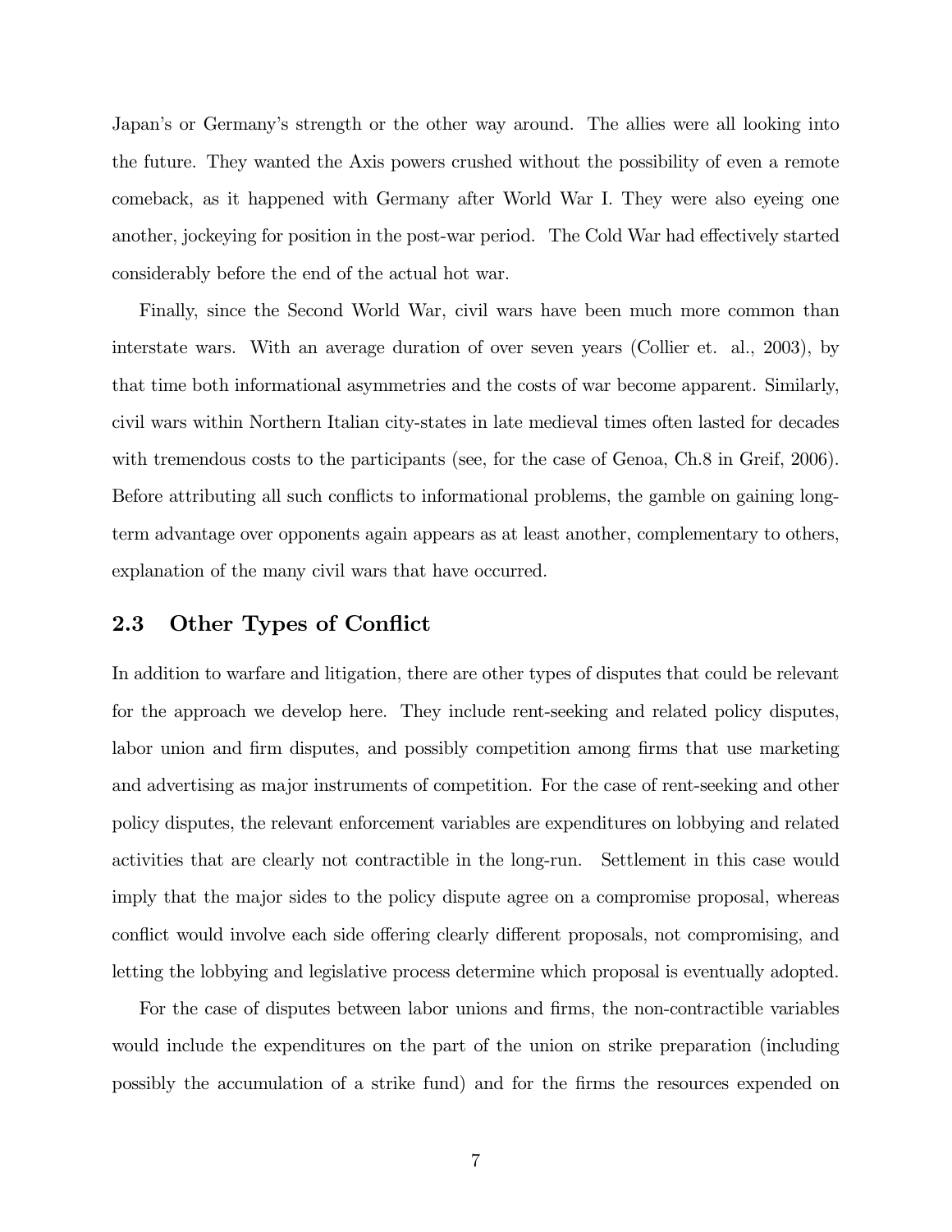Japan's or Germany's strength or the other way around. The allies were all looking into the future. They wanted the Axis powers crushed without the possibility of even a remote comeback, as it happened with Germany after World War I. They were also eyeing one another, jockeying for position in the post-war period. The Cold War had effectively started considerably before the end of the actual hot war.

Finally, since the Second World War, civil wars have been much more common than interstate wars. With an average duration of over seven years (Collier et. al., 2003), by that time both informational asymmetries and the costs of war become apparent. Similarly, civil wars within Northern Italian city-states in late medieval times often lasted for decades with tremendous costs to the participants (see, for the case of Genoa, Ch.8 in Greif, 2006). Before attributing all such conflicts to informational problems, the gamble on gaining long-term advantage over opponents again appears as at least another, complementary to others, explanation of the many civil wars that have occurred.

## 2.3 Other Types of Conflict

In addition to warfare and litigation, there are other types of disputes that could be relevant for the approach we develop here. They include rent-seeking and related policy disputes, labor union and firm disputes, and possibly competition among firms that use marketing and advertising as major instruments of competition. For the case of rent-seeking and other policy disputes, the relevant enforcement variables are expenditures on lobbying and related activities that are clearly not contractible in the long-run. Settlement in this case would imply that the major sides to the policy dispute agree on a compromise proposal, whereas conflict would involve each side offering clearly different proposals, not compromising, and letting the lobbying and legislative process determine which proposal is eventually adopted.

For the case of disputes between labor unions and firms, the non-contractible variables would include the expenditures on the part of the union on strike preparation (including possibly the accumulation of a strike fund) and for the firms the resources expended on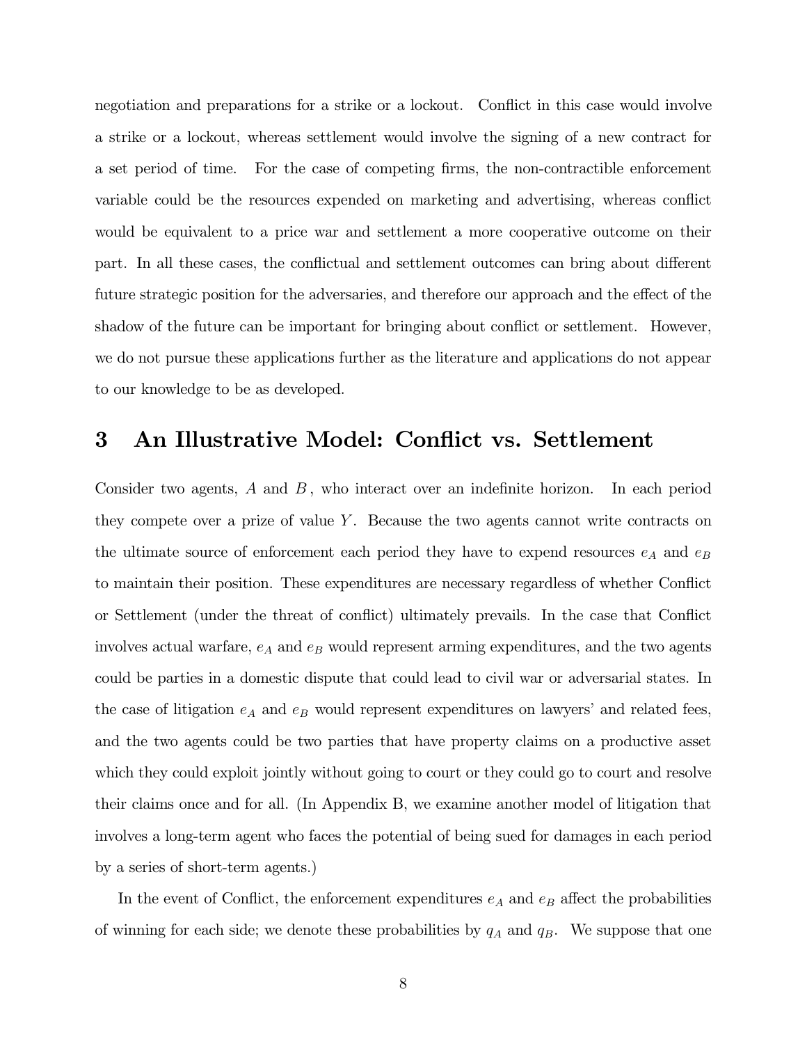negotiation and preparations for a strike or a lockout. Conflict in this case would involve a strike or a lockout, whereas settlement would involve the signing of a new contract for a set period of time. For the case of competing firms, the non-contractible enforcement variable could be the resources expended on marketing and advertising, whereas conflict would be equivalent to a price war and settlement a more cooperative outcome on their part. In all these cases, the conflictual and settlement outcomes can bring about different future strategic position for the adversaries, and therefore our approach and the effect of the shadow of the future can be important for bringing about conflict or settlement. However, we do not pursue these applications further as the literature and applications do not appear to our knowledge to be as developed.

## 3 An Illustrative Model: Conflict vs. Settlement

Consider two agents, $A$ and $B$, who interact over an indefinite horizon. In each period they compete over a prize of value $Y$. Because the two agents cannot write contracts on the ultimate source of enforcement each period they have to expend resources $e_A$ and $e_B$ to maintain their position. These expenditures are necessary regardless of whether Conflict or Settlement (under the threat of conflict) ultimately prevails. In the case that Conflict involves actual warfare, $e_A$ and $e_B$ would represent arming expenditures, and the two agents could be parties in a domestic dispute that could lead to civil war or adversarial states. In the case of litigation $e_A$ and $e_B$ would represent expenditures on lawyers' and related fees, and the two agents could be two parties that have property claims on a productive asset which they could exploit jointly without going to court or they could go to court and resolve their claims once and for all. (In Appendix B, we examine another model of litigation that involves a long-term agent who faces the potential of being sued for damages in each period by a series of short-term agents.)

In the event of Conflict, the enforcement expenditures $e_A$ and $e_B$ affect the probabilities of winning for each side; we denote these probabilities by $q_A$ and $q_B$. We suppose that one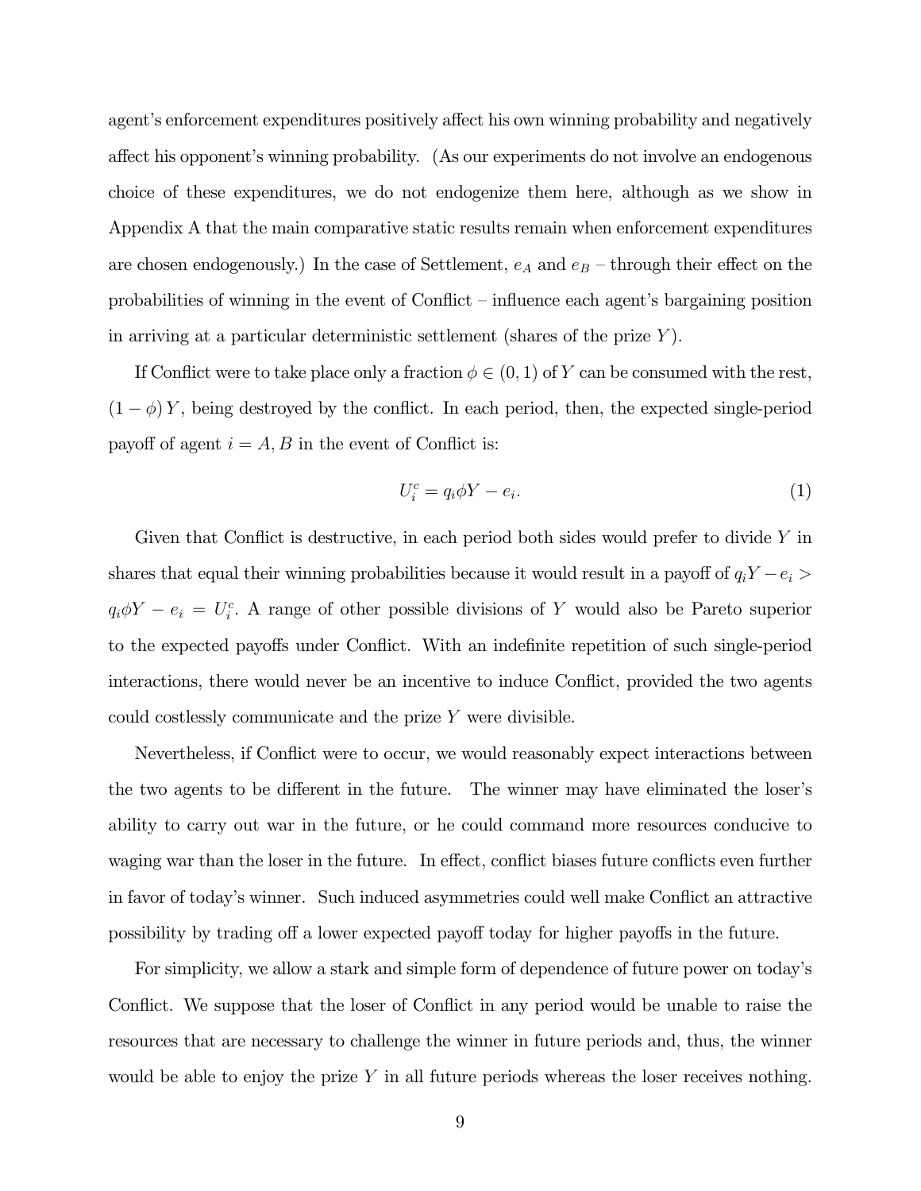agent's enforcement expenditures positively affect his own winning probability and negatively affect his opponent's winning probability. (As our experiments do not involve an endogenous choice of these expenditures, we do not endogenize them here, although as we show in Appendix A that the main comparative static results remain when enforcement expenditures are chosen endogenously.) In the case of Settlement, $e_A$ and $e_B$ – through their effect on the probabilities of winning in the event of Conflict – influence each agent's bargaining position in arriving at a particular deterministic settlement (shares of the prize $Y$).

If Conflict were to take place only a fraction $\phi \in (0, 1)$ of $Y$ can be consumed with the rest, $(1 - \phi) Y$, being destroyed by the conflict. In each period, then, the expected single-period payoff of agent $i = A, B$ in the event of Conflict is:

$$U_i^c = q_i \phi Y - e_i. \tag{1}$$

Given that Conflict is destructive, in each period both sides would prefer to divide $Y$ in shares that equal their winning probabilities because it would result in a payoff of $q_i Y - e_i > q_i \phi Y - e_i = U_i^c$. A range of other possible divisions of $Y$ would also be Pareto superior to the expected payoffs under Conflict. With an indefinite repetition of such single-period interactions, there would never be an incentive to induce Conflict, provided the two agents could costlessly communicate and the prize $Y$ were divisible.

Nevertheless, if Conflict were to occur, we would reasonably expect interactions between the two agents to be different in the future. The winner may have eliminated the loser's ability to carry out war in the future, or he could command more resources conducive to waging war than the loser in the future. In effect, conflict biases future conflicts even further in favor of today's winner. Such induced asymmetries could well make Conflict an attractive possibility by trading off a lower expected payoff today for higher payoffs in the future.

For simplicity, we allow a stark and simple form of dependence of future power on today's Conflict. We suppose that the loser of Conflict in any period would be unable to raise the resources that are necessary to challenge the winner in future periods and, thus, the winner would be able to enjoy the prize $Y$ in all future periods whereas the loser receives nothing.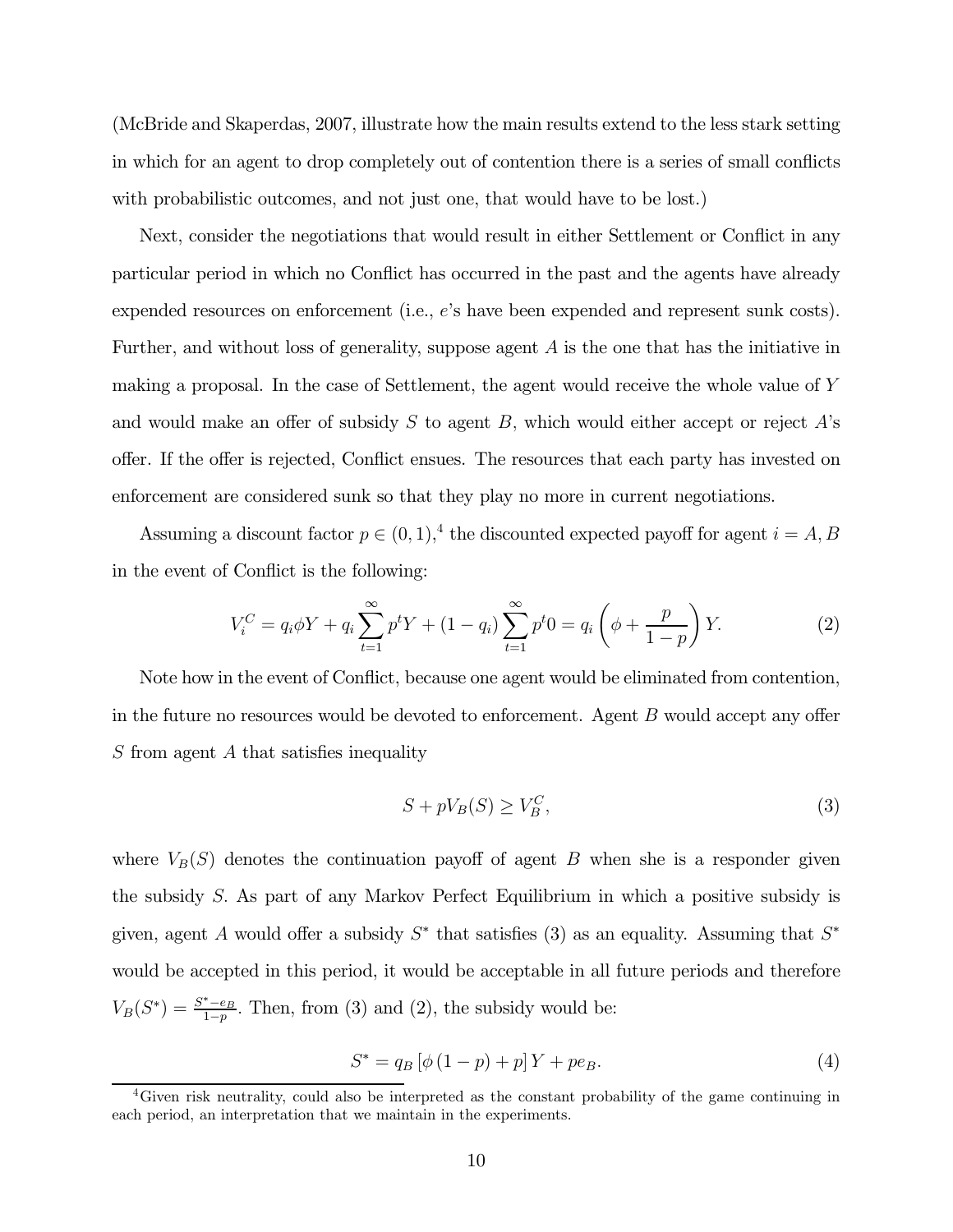(McBride and Skaperdas, 2007, illustrate how the main results extend to the less stark setting in which for an agent to drop completely out of contention there is a series of small conflicts with probabilistic outcomes, and not just one, that would have to be lost.)

Next, consider the negotiations that would result in either Settlement or Conflict in any particular period in which no Conflict has occurred in the past and the agents have already expended resources on enforcement (i.e., $e$'s have been expended and represent sunk costs). Further, and without loss of generality, suppose agent $A$ is the one that has the initiative in making a proposal. In the case of Settlement, the agent would receive the whole value of $Y$ and would make an offer of subsidy $S$ to agent $B$, which would either accept or reject $A$'s offer. If the offer is rejected, Conflict ensues. The resources that each party has invested on enforcement are considered sunk so that they play no more in current negotiations.

Assuming a discount factor $p \in (0,1)$,[4] the discounted expected payoff for agent $i = A, B$ in the event of Conflict is the following:

$$V_i^C = q_i \phi Y + q_i \sum_{t=1}^{\infty} p^t Y + (1 - q_i) \sum_{t=1}^{\infty} p^t 0 = q_i \left( \phi + \frac{p}{1-p} \right) Y. \tag{2}$$

Note how in the event of Conflict, because one agent would be eliminated from contention, in the future no resources would be devoted to enforcement. Agent $B$ would accept any offer $S$ from agent $A$ that satisfies inequality

$$S + pV_B(S) \geq V_B^C, \tag{3}$$

where $V_B(S)$ denotes the continuation payoff of agent $B$ when she is a responder given the subsidy $S$. As part of any Markov Perfect Equilibrium in which a positive subsidy is given, agent $A$ would offer a subsidy $S^*$ that satisfies (3) as an equality. Assuming that $S^*$ would be accepted in this period, it would be acceptable in all future periods and therefore $V_B(S^*) = \frac{S^* - e_B}{1-p}$. Then, from (3) and (2), the subsidy would be:

$$S^* = q_B \left[ \phi \left(1 - p\right) + p \right] Y + pe_B. \tag{4}$$

[4] Given risk neutrality, could also be interpreted as the constant probability of the game continuing in each period, an interpretation that we maintain in the experiments.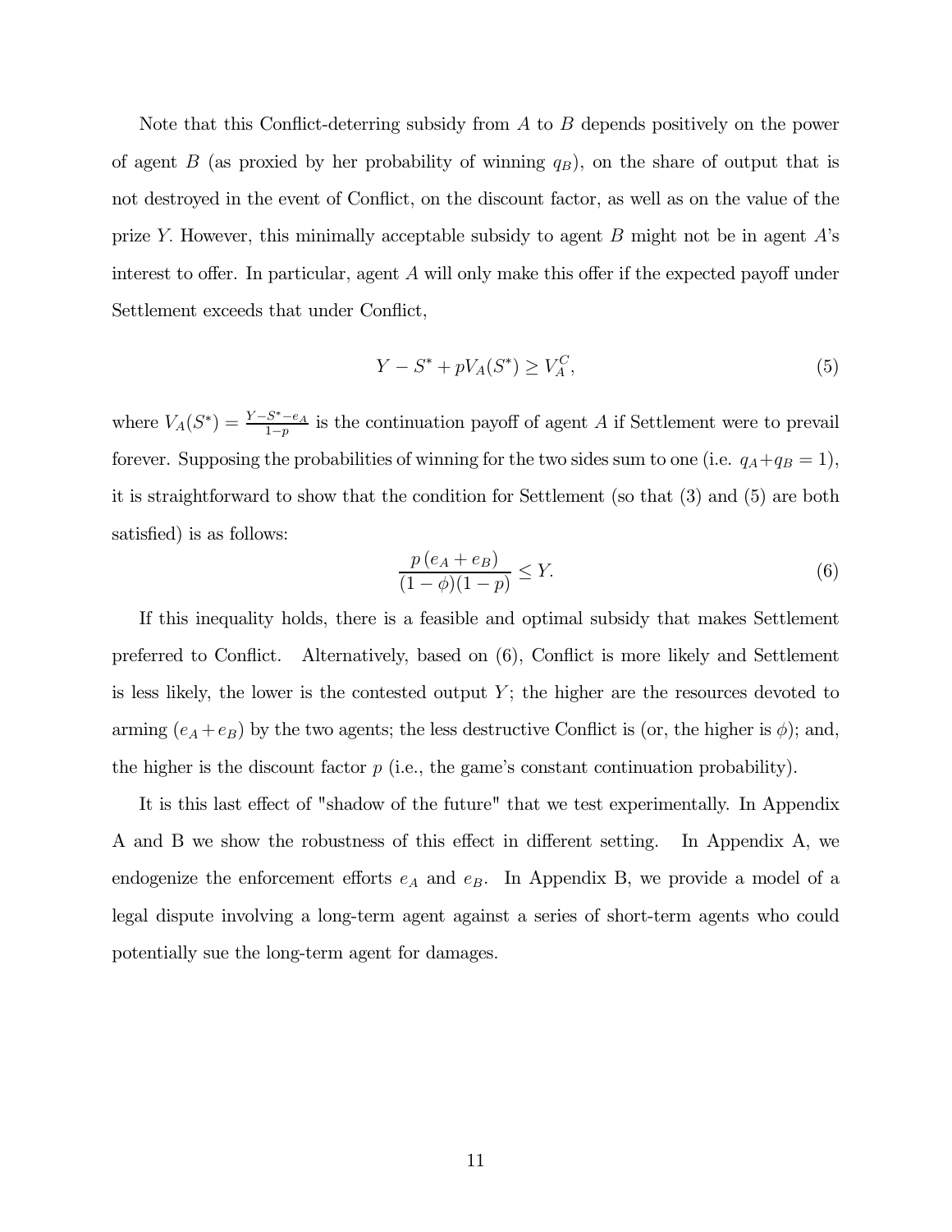Note that this Conflict-deterring subsidy from $A$ to $B$ depends positively on the power of agent $B$ (as proxied by her probability of winning $q_B$), on the share of output that is not destroyed in the event of Conflict, on the discount factor, as well as on the value of the prize $Y$. However, this minimally acceptable subsidy to agent $B$ might not be in agent $A$'s interest to offer. In particular, agent $A$ will only make this offer if the expected payoff under Settlement exceeds that under Conflict,

$$Y - S^* + pV_A(S^*) \geq V_A^C, \tag{5}$$

where $V_A(S^*) = \frac{Y - S^* - e_A}{1-p}$ is the continuation payoff of agent $A$ if Settlement were to prevail forever. Supposing the probabilities of winning for the two sides sum to one (i.e. $q_A + q_B = 1$), it is straightforward to show that the condition for Settlement (so that (3) and (5) are both satisfied) is as follows:

$$\frac{p\,(e_A + e_B)}{(1-\phi)(1-p)} \leq Y. \tag{6}$$

If this inequality holds, there is a feasible and optimal subsidy that makes Settlement preferred to Conflict. Alternatively, based on (6), Conflict is more likely and Settlement is less likely, the lower is the contested output $Y$; the higher are the resources devoted to arming ($e_A + e_B$) by the two agents; the less destructive Conflict is (or, the higher is $\phi$); and, the higher is the discount factor $p$ (i.e., the game's constant continuation probability).

It is this last effect of "shadow of the future" that we test experimentally. In Appendix A and B we show the robustness of this effect in different setting. In Appendix A, we endogenize the enforcement efforts $e_A$ and $e_B$. In Appendix B, we provide a model of a legal dispute involving a long-term agent against a series of short-term agents who could potentially sue the long-term agent for damages.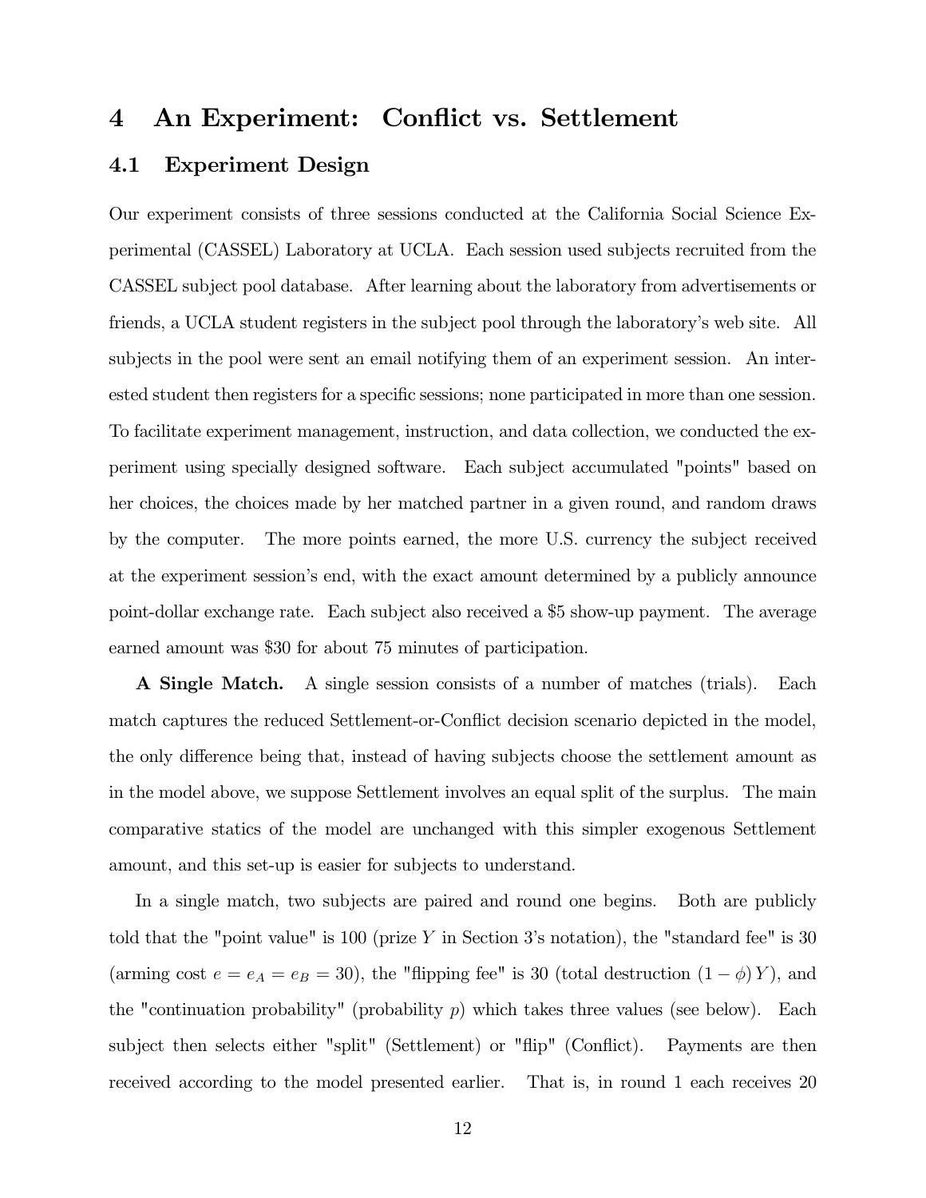# 4 An Experiment: Conflict vs. Settlement

## 4.1 Experiment Design

Our experiment consists of three sessions conducted at the California Social Science Experimental (CASSEL) Laboratory at UCLA. Each session used subjects recruited from the CASSEL subject pool database. After learning about the laboratory from advertisements or friends, a UCLA student registers in the subject pool through the laboratory's web site. All subjects in the pool were sent an email notifying them of an experiment session. An interested student then registers for a specific sessions; none participated in more than one session. To facilitate experiment management, instruction, and data collection, we conducted the experiment using specially designed software. Each subject accumulated "points" based on her choices, the choices made by her matched partner in a given round, and random draws by the computer. The more points earned, the more U.S. currency the subject received at the experiment session's end, with the exact amount determined by a publicly announce point-dollar exchange rate. Each subject also received a \$5 show-up payment. The average earned amount was \$30 for about 75 minutes of participation.

**A Single Match.** A single session consists of a number of matches (trials). Each match captures the reduced Settlement-or-Conflict decision scenario depicted in the model, the only difference being that, instead of having subjects choose the settlement amount as in the model above, we suppose Settlement involves an equal split of the surplus. The main comparative statics of the model are unchanged with this simpler exogenous Settlement amount, and this set-up is easier for subjects to understand.

In a single match, two subjects are paired and round one begins. Both are publicly told that the "point value" is 100 (prize $Y$ in Section 3's notation), the "standard fee" is 30 (arming cost $e = e_A = e_B = 30$), the "flipping fee" is 30 (total destruction $(1 - \phi)\,Y$), and the "continuation probability" (probability $p$) which takes three values (see below). Each subject then selects either "split" (Settlement) or "flip" (Conflict). Payments are then received according to the model presented earlier. That is, in round 1 each receives 20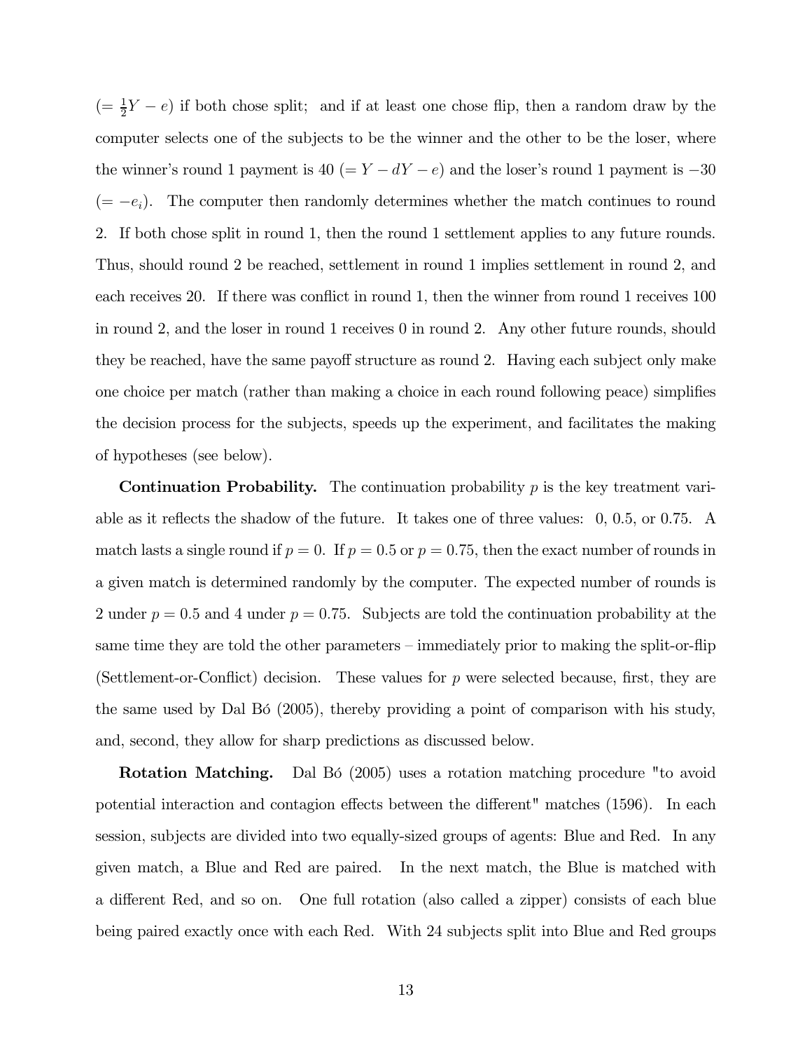($= \frac{1}{2}Y - e$) if both chose split; and if at least one chose flip, then a random draw by the computer selects one of the subjects to be the winner and the other to be the loser, where the winner's round 1 payment is 40 ($= Y - dY - e$) and the loser's round 1 payment is $-30$ ($= -e_i$). The computer then randomly determines whether the match continues to round 2. If both chose split in round 1, then the round 1 settlement applies to any future rounds. Thus, should round 2 be reached, settlement in round 1 implies settlement in round 2, and each receives 20. If there was conflict in round 1, then the winner from round 1 receives 100 in round 2, and the loser in round 1 receives 0 in round 2. Any other future rounds, should they be reached, have the same payoff structure as round 2. Having each subject only make one choice per match (rather than making a choice in each round following peace) simplifies the decision process for the subjects, speeds up the experiment, and facilitates the making of hypotheses (see below).

**Continuation Probability.** The continuation probability $p$ is the key treatment variable as it reflects the shadow of the future. It takes one of three values: 0, 0.5, or 0.75. A match lasts a single round if $p = 0$. If $p = 0.5$ or $p = 0.75$, then the exact number of rounds in a given match is determined randomly by the computer. The expected number of rounds is 2 under $p = 0.5$ and 4 under $p = 0.75$. Subjects are told the continuation probability at the same time they are told the other parameters – immediately prior to making the split-or-flip (Settlement-or-Conflict) decision. These values for $p$ were selected because, first, they are the same used by Dal Bó (2005), thereby providing a point of comparison with his study, and, second, they allow for sharp predictions as discussed below.

**Rotation Matching.** Dal Bó (2005) uses a rotation matching procedure "to avoid potential interaction and contagion effects between the different" matches (1596). In each session, subjects are divided into two equally-sized groups of agents: Blue and Red. In any given match, a Blue and Red are paired. In the next match, the Blue is matched with a different Red, and so on. One full rotation (also called a zipper) consists of each blue being paired exactly once with each Red. With 24 subjects split into Blue and Red groups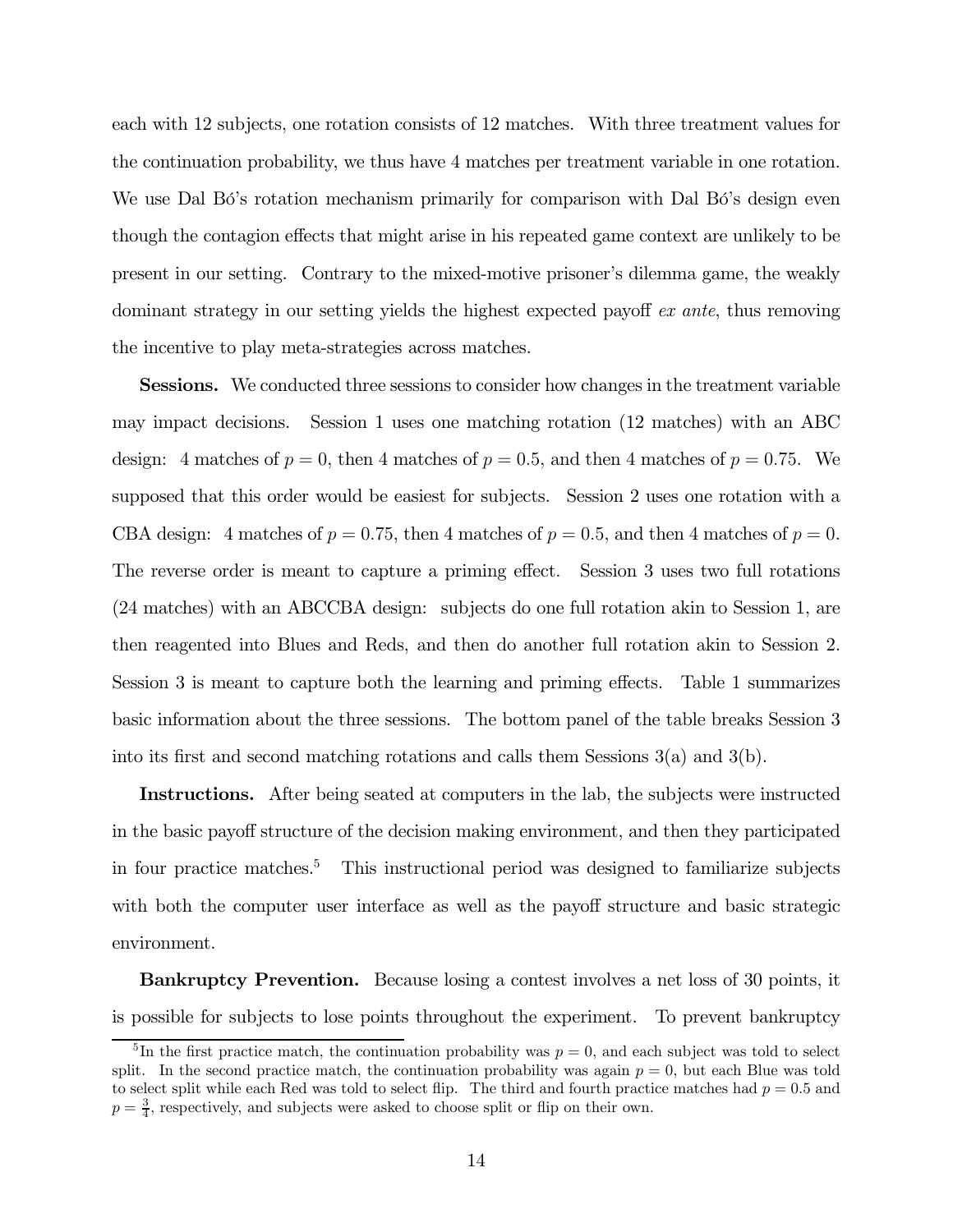each with 12 subjects, one rotation consists of 12 matches. With three treatment values for the continuation probability, we thus have 4 matches per treatment variable in one rotation. We use Dal Bó's rotation mechanism primarily for comparison with Dal Bó's design even though the contagion effects that might arise in his repeated game context are unlikely to be present in our setting. Contrary to the mixed-motive prisoner's dilemma game, the weakly dominant strategy in our setting yields the highest expected payoff *ex ante*, thus removing the incentive to play meta-strategies across matches.

**Sessions.** We conducted three sessions to consider how changes in the treatment variable may impact decisions. Session 1 uses one matching rotation (12 matches) with an ABC design: 4 matches of $p = 0$, then 4 matches of $p = 0.5$, and then 4 matches of $p = 0.75$. We supposed that this order would be easiest for subjects. Session 2 uses one rotation with a CBA design: 4 matches of $p = 0.75$, then 4 matches of $p = 0.5$, and then 4 matches of $p = 0$. The reverse order is meant to capture a priming effect. Session 3 uses two full rotations (24 matches) with an ABCCBA design: subjects do one full rotation akin to Session 1, are then reagented into Blues and Reds, and then do another full rotation akin to Session 2. Session 3 is meant to capture both the learning and priming effects. Table 1 summarizes basic information about the three sessions. The bottom panel of the table breaks Session 3 into its first and second matching rotations and calls them Sessions 3(a) and 3(b).

**Instructions.** After being seated at computers in the lab, the subjects were instructed in the basic payoff structure of the decision making environment, and then they participated in four practice matches.[5] This instructional period was designed to familiarize subjects with both the computer user interface as well as the payoff structure and basic strategic environment.

**Bankruptcy Prevention.** Because losing a contest involves a net loss of 30 points, it is possible for subjects to lose points throughout the experiment. To prevent bankruptcy

[5] In the first practice match, the continuation probability was $p = 0$, and each subject was told to select split. In the second practice match, the continuation probability was again $p = 0$, but each Blue was told to select split while each Red was told to select flip. The third and fourth practice matches had $p = 0.5$ and $p = \frac{3}{4}$, respectively, and subjects were asked to choose split or flip on their own.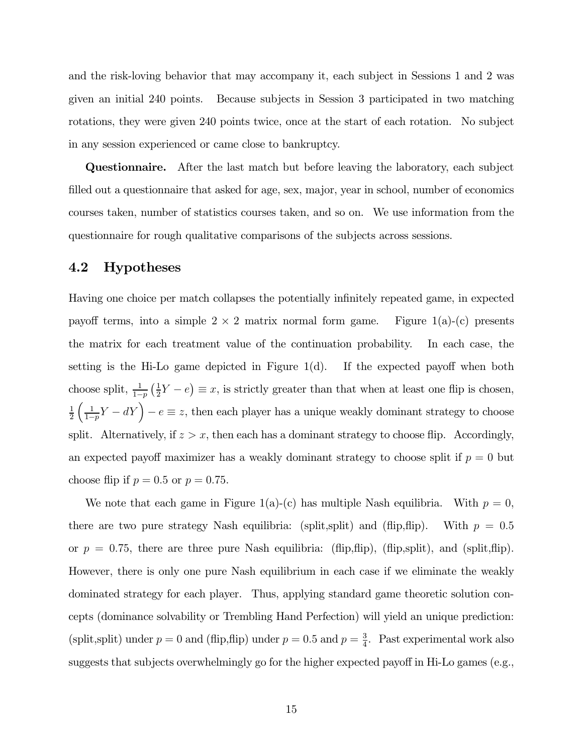and the risk-loving behavior that may accompany it, each subject in Sessions 1 and 2 was given an initial 240 points. Because subjects in Session 3 participated in two matching rotations, they were given 240 points twice, once at the start of each rotation. No subject in any session experienced or came close to bankruptcy.

**Questionnaire.** After the last match but before leaving the laboratory, each subject filled out a questionnaire that asked for age, sex, major, year in school, number of economics courses taken, number of statistics courses taken, and so on. We use information from the questionnaire for rough qualitative comparisons of the subjects across sessions.

## 4.2 Hypotheses

Having one choice per match collapses the potentially infinitely repeated game, in expected payoff terms, into a simple $2 \times 2$ matrix normal form game. Figure 1(a)-(c) presents the matrix for each treatment value of the continuation probability. In each case, the setting is the Hi-Lo game depicted in Figure 1(d). If the expected payoff when both choose split, $\frac{1}{1-p}\left(\frac{1}{2}Y - e\right) \equiv x$, is strictly greater than that when at least one flip is chosen, $\frac{1}{2}\left(\frac{1}{1-p}Y - dY\right) - e \equiv z$, then each player has a unique weakly dominant strategy to choose split. Alternatively, if $z > x$, then each has a dominant strategy to choose flip. Accordingly, an expected payoff maximizer has a weakly dominant strategy to choose split if $p = 0$ but choose flip if $p = 0.5$ or $p = 0.75$.

We note that each game in Figure 1(a)-(c) has multiple Nash equilibria. With $p = 0$, there are two pure strategy Nash equilibria: (split,split) and (flip,flip). With $p = 0.5$ or $p = 0.75$, there are three pure Nash equilibria: (flip,flip), (flip,split), and (split,flip). However, there is only one pure Nash equilibrium in each case if we eliminate the weakly dominated strategy for each player. Thus, applying standard game theoretic solution concepts (dominance solvability or Trembling Hand Perfection) will yield an unique prediction: (split,split) under $p = 0$ and (flip,flip) under $p = 0.5$ and $p = \frac{3}{4}$. Past experimental work also suggests that subjects overwhelmingly go for the higher expected payoff in Hi-Lo games (e.g.,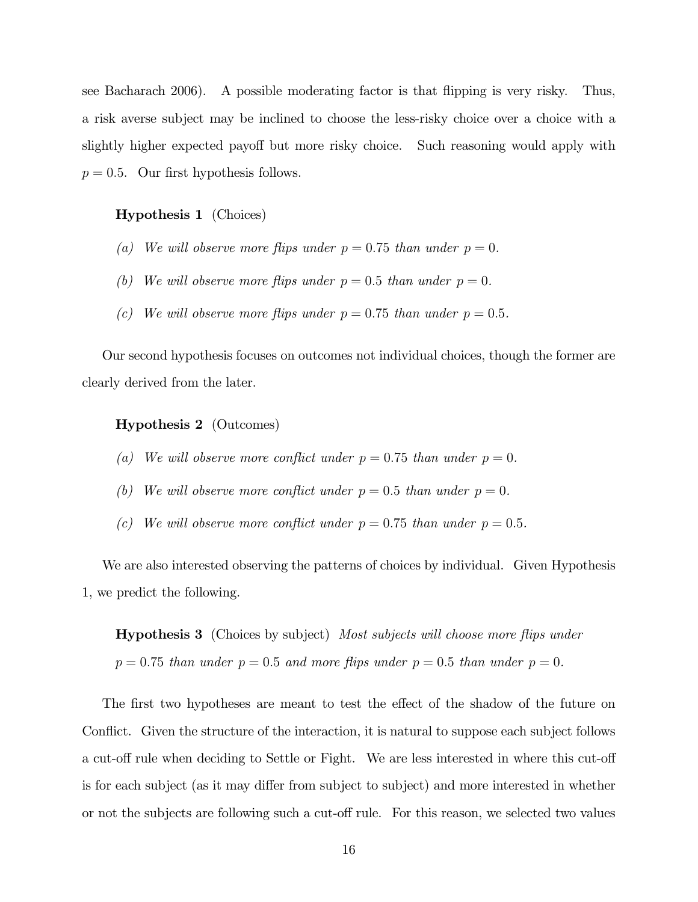see Bacharach 2006). A possible moderating factor is that flipping is very risky. Thus, a risk averse subject may be inclined to choose the less-risky choice over a choice with a slightly higher expected payoff but more risky choice. Such reasoning would apply with $p = 0.5$. Our first hypothesis follows.

**Hypothesis 1** (Choices)

(a) *We will observe more flips under* $p = 0.75$ *than under* $p = 0$.

(b) *We will observe more flips under* $p = 0.5$ *than under* $p = 0$.

(c) *We will observe more flips under* $p = 0.75$ *than under* $p = 0.5$.

Our second hypothesis focuses on outcomes not individual choices, though the former are clearly derived from the later.

**Hypothesis 2** (Outcomes)

(a) *We will observe more conflict under* $p = 0.75$ *than under* $p = 0$.

(b) *We will observe more conflict under* $p = 0.5$ *than under* $p = 0$.

(c) *We will observe more conflict under* $p = 0.75$ *than under* $p = 0.5$.

We are also interested observing the patterns of choices by individual. Given Hypothesis 1, we predict the following.

**Hypothesis 3** (Choices by subject) *Most subjects will choose more flips under* $p = 0.75$ *than under* $p = 0.5$ *and more flips under* $p = 0.5$ *than under* $p = 0$.

The first two hypotheses are meant to test the effect of the shadow of the future on Conflict. Given the structure of the interaction, it is natural to suppose each subject follows a cut-off rule when deciding to Settle or Fight. We are less interested in where this cut-off is for each subject (as it may differ from subject to subject) and more interested in whether or not the subjects are following such a cut-off rule. For this reason, we selected two values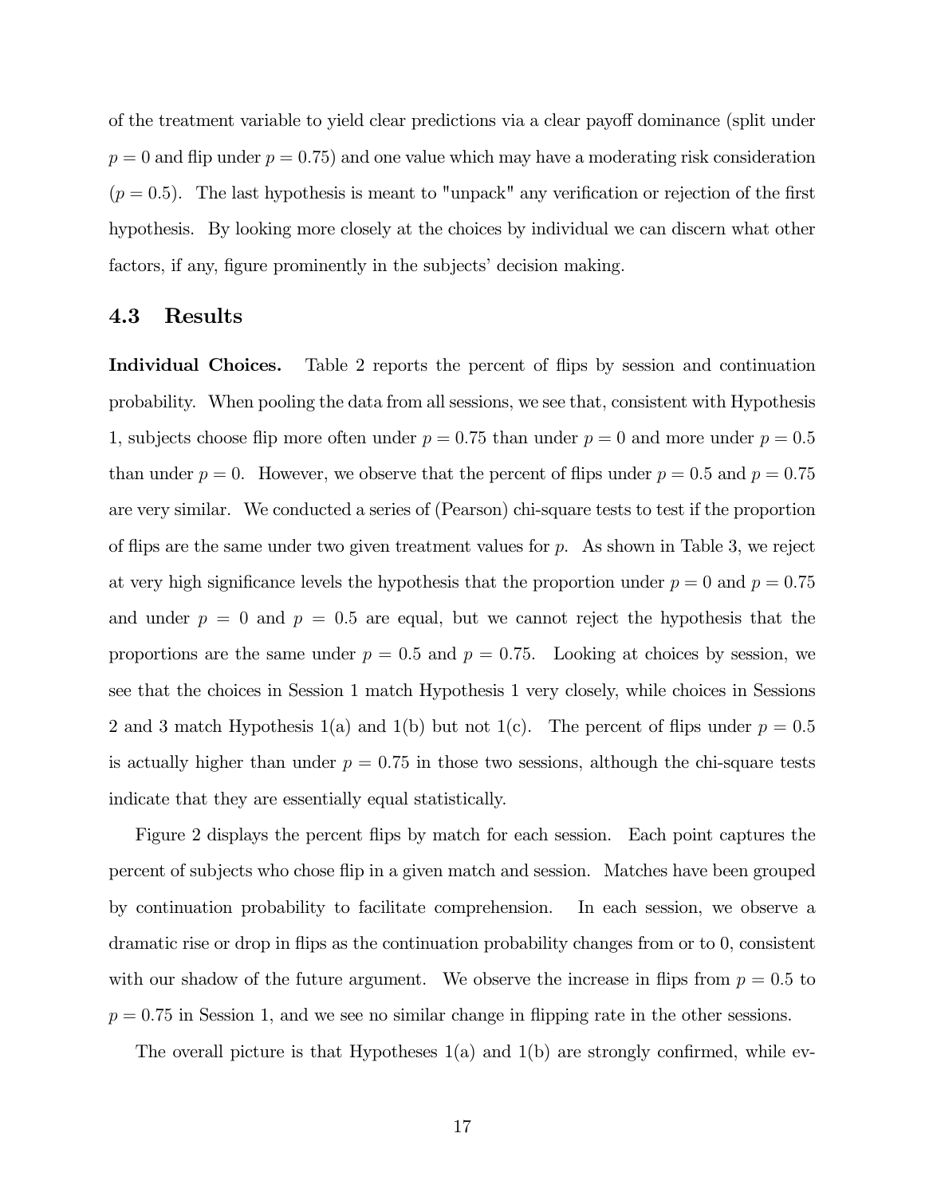of the treatment variable to yield clear predictions via a clear payoff dominance (split under $p = 0$ and flip under $p = 0.75$) and one value which may have a moderating risk consideration ($p = 0.5$). The last hypothesis is meant to "unpack" any verification or rejection of the first hypothesis. By looking more closely at the choices by individual we can discern what other factors, if any, figure prominently in the subjects' decision making.

### 4.3 Results

**Individual Choices.** Table 2 reports the percent of flips by session and continuation probability. When pooling the data from all sessions, we see that, consistent with Hypothesis 1, subjects choose flip more often under $p = 0.75$ than under $p = 0$ and more under $p = 0.5$ than under $p = 0$. However, we observe that the percent of flips under $p = 0.5$ and $p = 0.75$ are very similar. We conducted a series of (Pearson) chi-square tests to test if the proportion of flips are the same under two given treatment values for $p$. As shown in Table 3, we reject at very high significance levels the hypothesis that the proportion under $p = 0$ and $p = 0.75$ and under $p = 0$ and $p = 0.5$ are equal, but we cannot reject the hypothesis that the proportions are the same under $p = 0.5$ and $p = 0.75$. Looking at choices by session, we see that the choices in Session 1 match Hypothesis 1 very closely, while choices in Sessions 2 and 3 match Hypothesis 1(a) and 1(b) but not 1(c). The percent of flips under $p = 0.5$ is actually higher than under $p = 0.75$ in those two sessions, although the chi-square tests indicate that they are essentially equal statistically.

Figure 2 displays the percent flips by match for each session. Each point captures the percent of subjects who chose flip in a given match and session. Matches have been grouped by continuation probability to facilitate comprehension. In each session, we observe a dramatic rise or drop in flips as the continuation probability changes from or to 0, consistent with our shadow of the future argument. We observe the increase in flips from $p = 0.5$ to $p = 0.75$ in Session 1, and we see no similar change in flipping rate in the other sessions.

The overall picture is that Hypotheses 1(a) and 1(b) are strongly confirmed, while ev-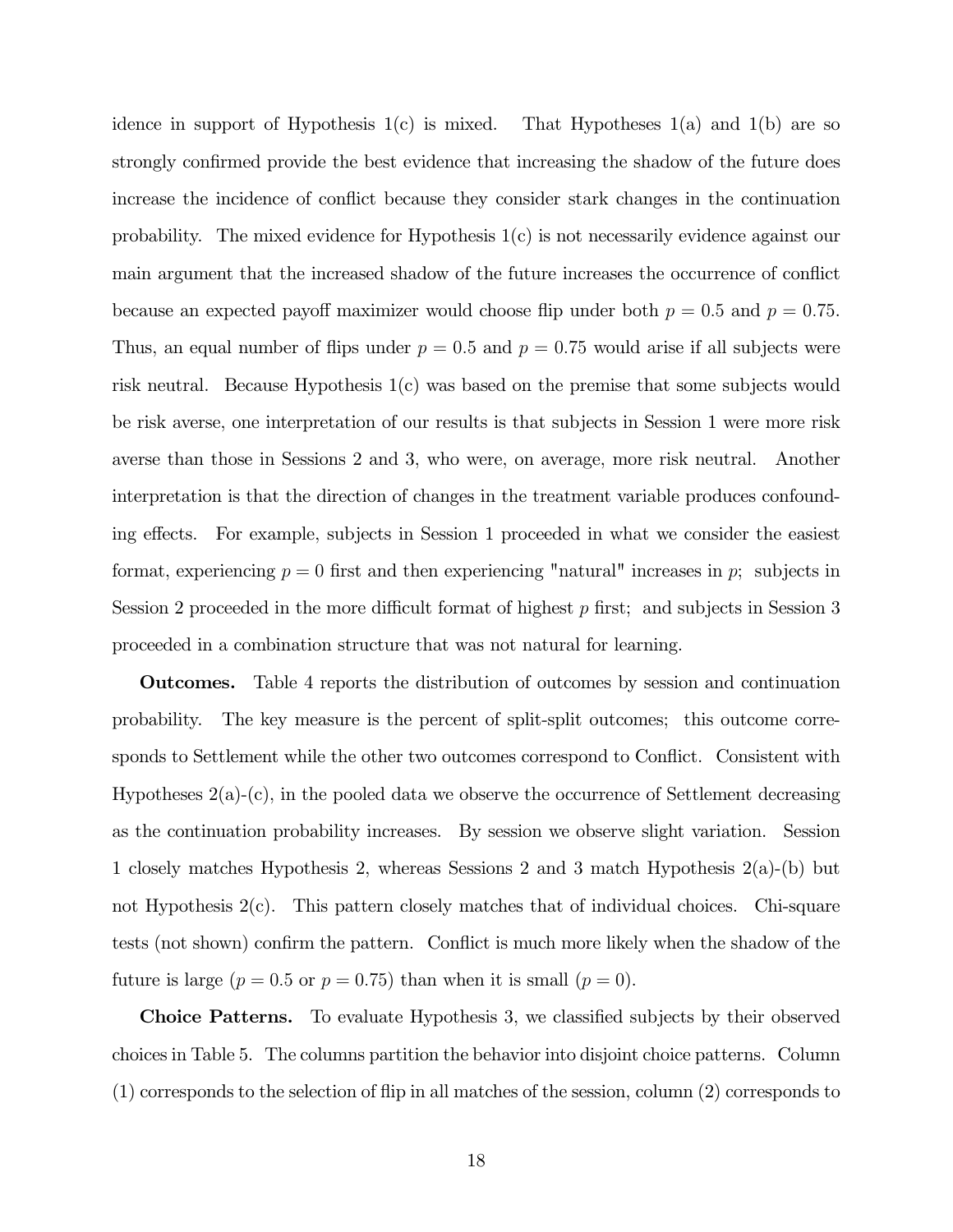idence in support of Hypothesis 1(c) is mixed. That Hypotheses 1(a) and 1(b) are so strongly confirmed provide the best evidence that increasing the shadow of the future does increase the incidence of conflict because they consider stark changes in the continuation probability. The mixed evidence for Hypothesis 1(c) is not necessarily evidence against our main argument that the increased shadow of the future increases the occurrence of conflict because an expected payoff maximizer would choose flip under both $p = 0.5$ and $p = 0.75$. Thus, an equal number of flips under $p = 0.5$ and $p = 0.75$ would arise if all subjects were risk neutral. Because Hypothesis 1(c) was based on the premise that some subjects would be risk averse, one interpretation of our results is that subjects in Session 1 were more risk averse than those in Sessions 2 and 3, who were, on average, more risk neutral. Another interpretation is that the direction of changes in the treatment variable produces confounding effects. For example, subjects in Session 1 proceeded in what we consider the easiest format, experiencing $p = 0$ first and then experiencing "natural" increases in $p$; subjects in Session 2 proceeded in the more difficult format of highest $p$ first; and subjects in Session 3 proceeded in a combination structure that was not natural for learning.

**Outcomes.** Table 4 reports the distribution of outcomes by session and continuation probability. The key measure is the percent of split-split outcomes; this outcome corresponds to Settlement while the other two outcomes correspond to Conflict. Consistent with Hypotheses 2(a)-(c), in the pooled data we observe the occurrence of Settlement decreasing as the continuation probability increases. By session we observe slight variation. Session 1 closely matches Hypothesis 2, whereas Sessions 2 and 3 match Hypothesis 2(a)-(b) but not Hypothesis 2(c). This pattern closely matches that of individual choices. Chi-square tests (not shown) confirm the pattern. Conflict is much more likely when the shadow of the future is large ($p = 0.5$ or $p = 0.75$) than when it is small ($p = 0$).

**Choice Patterns.** To evaluate Hypothesis 3, we classified subjects by their observed choices in Table 5. The columns partition the behavior into disjoint choice patterns. Column (1) corresponds to the selection of flip in all matches of the session, column (2) corresponds to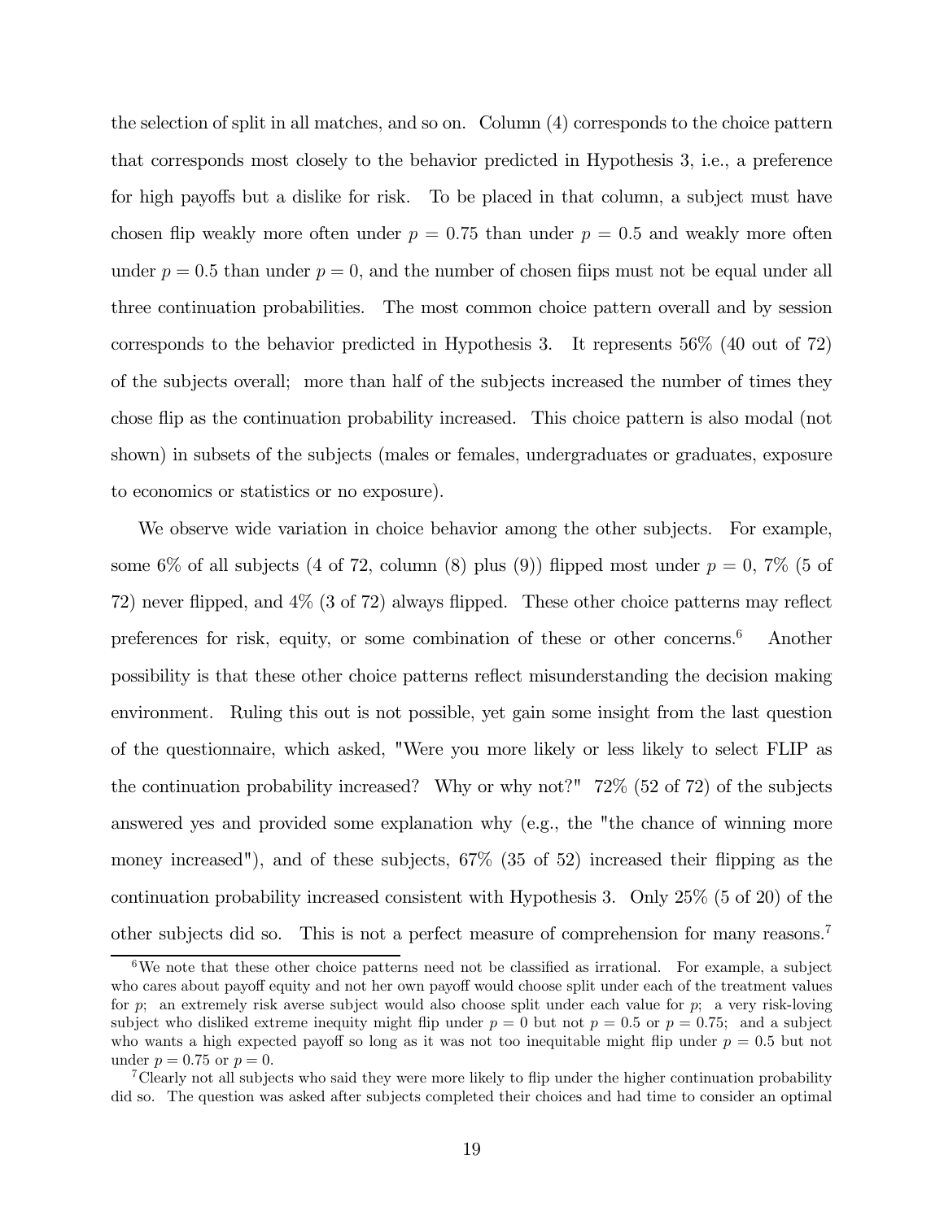the selection of split in all matches, and so on. Column (4) corresponds to the choice pattern that corresponds most closely to the behavior predicted in Hypothesis 3, i.e., a preference for high payoffs but a dislike for risk. To be placed in that column, a subject must have chosen flip weakly more often under $p = 0.75$ than under $p = 0.5$ and weakly more often under $p = 0.5$ than under $p = 0$, and the number of chosen flips must not be equal under all three continuation probabilities. The most common choice pattern overall and by session corresponds to the behavior predicted in Hypothesis 3. It represents 56% (40 out of 72) of the subjects overall; more than half of the subjects increased the number of times they chose flip as the continuation probability increased. This choice pattern is also modal (not shown) in subsets of the subjects (males or females, undergraduates or graduates, exposure to economics or statistics or no exposure).

We observe wide variation in choice behavior among the other subjects. For example, some 6% of all subjects (4 of 72, column (8) plus (9)) flipped most under $p = 0$, 7% (5 of 72) never flipped, and 4% (3 of 72) always flipped. These other choice patterns may reflect preferences for risk, equity, or some combination of these or other concerns.[6] Another possibility is that these other choice patterns reflect misunderstanding the decision making environment. Ruling this out is not possible, yet gain some insight from the last question of the questionnaire, which asked, "Were you more likely or less likely to select FLIP as the continuation probability increased? Why or why not?" 72% (52 of 72) of the subjects answered yes and provided some explanation why (e.g., the "the chance of winning more money increased"), and of these subjects, 67% (35 of 52) increased their flipping as the continuation probability increased consistent with Hypothesis 3. Only 25% (5 of 20) of the other subjects did so. This is not a perfect measure of comprehension for many reasons.[7]

---

[6] We note that these other choice patterns need not be classified as irrational. For example, a subject who cares about payoff equity and not her own payoff would choose split under each of the treatment values for $p$; an extremely risk averse subject would also choose split under each value for $p$; a very risk-loving subject who disliked extreme inequity might flip under $p = 0$ but not $p = 0.5$ or $p = 0.75$; and a subject who wants a high expected payoff so long as it was not too inequitable might flip under $p = 0.5$ but not under $p = 0.75$ or $p = 0$.

[7] Clearly not all subjects who said they were more likely to flip under the higher continuation probability did so. The question was asked after subjects completed their choices and had time to consider an optimal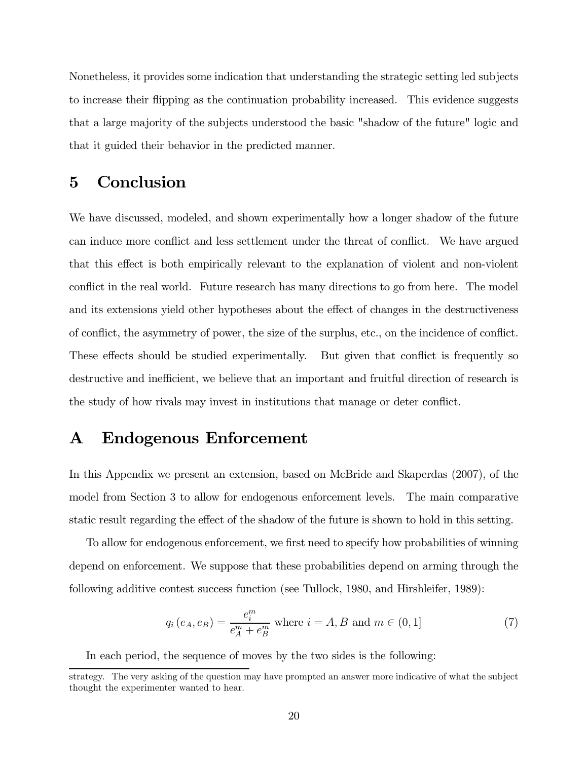Nonetheless, it provides some indication that understanding the strategic setting led subjects to increase their flipping as the continuation probability increased. This evidence suggests that a large majority of the subjects understood the basic "shadow of the future" logic and that it guided their behavior in the predicted manner.

# 5 Conclusion

We have discussed, modeled, and shown experimentally how a longer shadow of the future can induce more conflict and less settlement under the threat of conflict. We have argued that this effect is both empirically relevant to the explanation of violent and non-violent conflict in the real world. Future research has many directions to go from here. The model and its extensions yield other hypotheses about the effect of changes in the destructiveness of conflict, the asymmetry of power, the size of the surplus, etc., on the incidence of conflict. These effects should be studied experimentally. But given that conflict is frequently so destructive and inefficient, we believe that an important and fruitful direction of research is the study of how rivals may invest in institutions that manage or deter conflict.

# A Endogenous Enforcement

In this Appendix we present an extension, based on McBride and Skaperdas (2007), of the model from Section 3 to allow for endogenous enforcement levels. The main comparative static result regarding the effect of the shadow of the future is shown to hold in this setting.

To allow for endogenous enforcement, we first need to specify how probabilities of winning depend on enforcement. We suppose that these probabilities depend on arming through the following additive contest success function (see Tullock, 1980, and Hirshleifer, 1989):

$$q_i(e_A, e_B) = \frac{e_i^m}{e_A^m + e_B^m} \text{ where } i = A, B \text{ and } m \in (0, 1] \tag{7}$$

In each period, the sequence of moves by the two sides is the following:

strategy. The very asking of the question may have prompted an answer more indicative of what the subject thought the experimenter wanted to hear.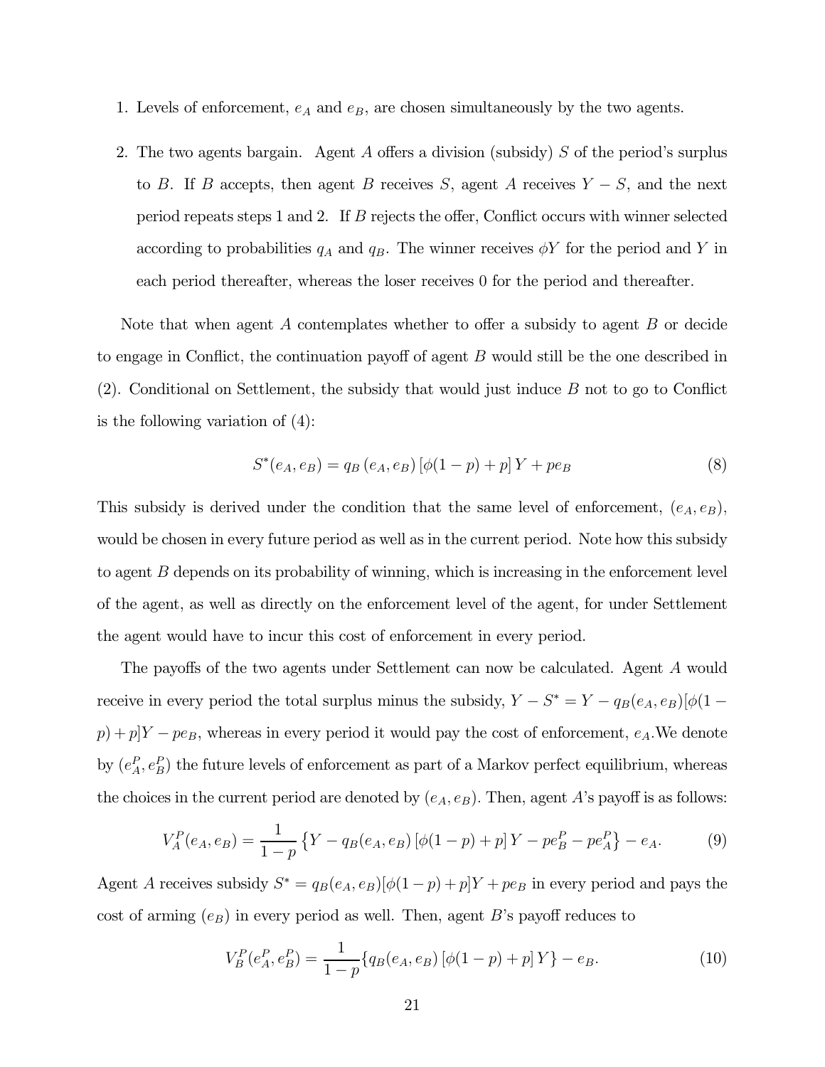1. Levels of enforcement, $e_A$ and $e_B$, are chosen simultaneously by the two agents.

2. The two agents bargain. Agent $A$ offers a division (subsidy) $S$ of the period's surplus to $B$. If $B$ accepts, then agent $B$ receives $S$, agent $A$ receives $Y - S$, and the next period repeats steps 1 and 2. If $B$ rejects the offer, Conflict occurs with winner selected according to probabilities $q_A$ and $q_B$. The winner receives $\phi Y$ for the period and $Y$ in each period thereafter, whereas the loser receives 0 for the period and thereafter.

Note that when agent $A$ contemplates whether to offer a subsidy to agent $B$ or decide to engage in Conflict, the continuation payoff of agent $B$ would still be the one described in (2). Conditional on Settlement, the subsidy that would just induce $B$ not to go to Conflict is the following variation of (4):

$$S^*(e_A, e_B) = q_B(e_A, e_B)\left[\phi(1-p) + p\right] Y + p e_B \tag{8}$$

This subsidy is derived under the condition that the same level of enforcement, $(e_A, e_B)$, would be chosen in every future period as well as in the current period. Note how this subsidy to agent $B$ depends on its probability of winning, which is increasing in the enforcement level of the agent, as well as directly on the enforcement level of the agent, for under Settlement the agent would have to incur this cost of enforcement in every period.

The payoffs of the two agents under Settlement can now be calculated. Agent $A$ would receive in every period the total surplus minus the subsidy, $Y - S^* = Y - q_B(e_A, e_B)[\phi(1-p) + p]Y - pe_B$, whereas in every period it would pay the cost of enforcement, $e_A$.We denote by $(e_A^P, e_B^P)$ the future levels of enforcement as part of a Markov perfect equilibrium, whereas the choices in the current period are denoted by $(e_A, e_B)$. Then, agent $A$'s payoff is as follows:

$$V_A^P(e_A, e_B) = \frac{1}{1-p}\left\{Y - q_B(e_A, e_B)\left[\phi(1-p) + p\right] Y - pe_B^P - pe_A^P\right\} - e_A. \tag{9}$$

Agent $A$ receives subsidy $S^* = q_B(e_A, e_B)[\phi(1-p) + p]Y + pe_B$ in every period and pays the cost of arming $(e_B)$ in every period as well. Then, agent $B$'s payoff reduces to

$$V_B^P(e_A^P, e_B^P) = \frac{1}{1-p}\{q_B(e_A, e_B)\left[\phi(1-p) + p\right] Y\} - e_B. \tag{10}$$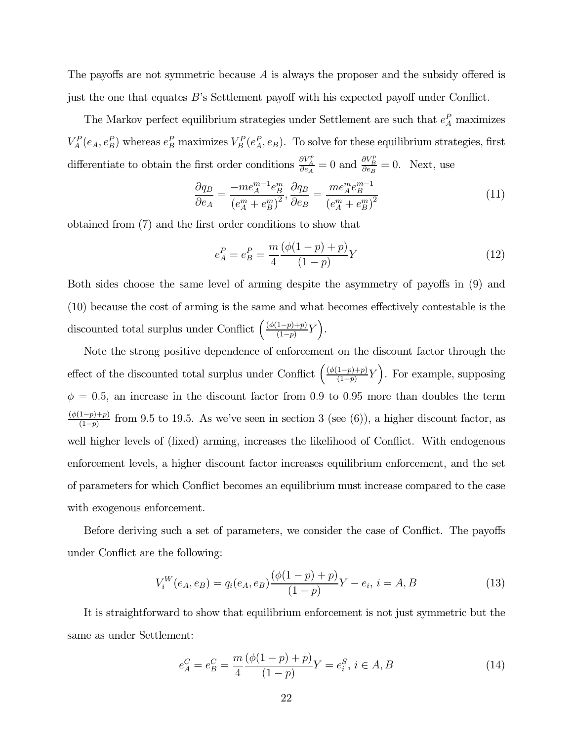The payoffs are not symmetric because $A$ is always the proposer and the subsidy offered is just the one that equates $B$'s Settlement payoff with his expected payoff under Conflict.

The Markov perfect equilibrium strategies under Settlement are such that $e_A^P$ maximizes $V_A^P(e_A, e_B^P)$ whereas $e_B^P$ maximizes $V_B^P(e_A^P, e_B)$. To solve for these equilibrium strategies, first differentiate to obtain the first order conditions $\frac{\partial V_A^p}{\partial e_A} = 0$ and $\frac{\partial V_B^p}{\partial e_B} = 0$. Next, use

$$\frac{\partial q_B}{\partial e_A} = \frac{-m e_A^{m-1} e_B^m}{\left(e_A^m + e_B^m\right)^2}, \frac{\partial q_B}{\partial e_B} = \frac{m e_A^m e_B^{m-1}}{\left(e_A^m + e_B^m\right)^2} \tag{11}$$

obtained from (7) and the first order conditions to show that

$$e_A^P = e_B^P = \frac{m}{4} \frac{(\phi(1-p)+p)}{(1-p)} Y \tag{12}$$

Both sides choose the same level of arming despite the asymmetry of payoffs in (9) and (10) because the cost of arming is the same and what becomes effectively contestable is the discounted total surplus under Conflict $\left(\frac{(\phi(1-p)+p)}{(1-p)} Y\right)$.

Note the strong positive dependence of enforcement on the discount factor through the effect of the discounted total surplus under Conflict $\left(\frac{(\phi(1-p)+p)}{(1-p)} Y\right)$. For example, supposing $\phi = 0.5$, an increase in the discount factor from 0.9 to 0.95 more than doubles the term $\frac{(\phi(1-p)+p)}{(1-p)}$ from 9.5 to 19.5. As we've seen in section 3 (see (6)), a higher discount factor, as well higher levels of (fixed) arming, increases the likelihood of Conflict. With endogenous enforcement levels, a higher discount factor increases equilibrium enforcement, and the set of parameters for which Conflict becomes an equilibrium must increase compared to the case with exogenous enforcement.

Before deriving such a set of parameters, we consider the case of Conflict. The payoffs under Conflict are the following:

$$V_i^W(e_A, e_B) = q_i(e_A, e_B) \frac{(\phi(1-p)+p)}{(1-p)} Y - e_i, \; i = A, B \tag{13}$$

It is straightforward to show that equilibrium enforcement is not just symmetric but the same as under Settlement:

$$e_A^C = e_B^C = \frac{m}{4} \frac{(\phi(1-p)+p)}{(1-p)} Y = e_i^S, \; i \in A, B \tag{14}$$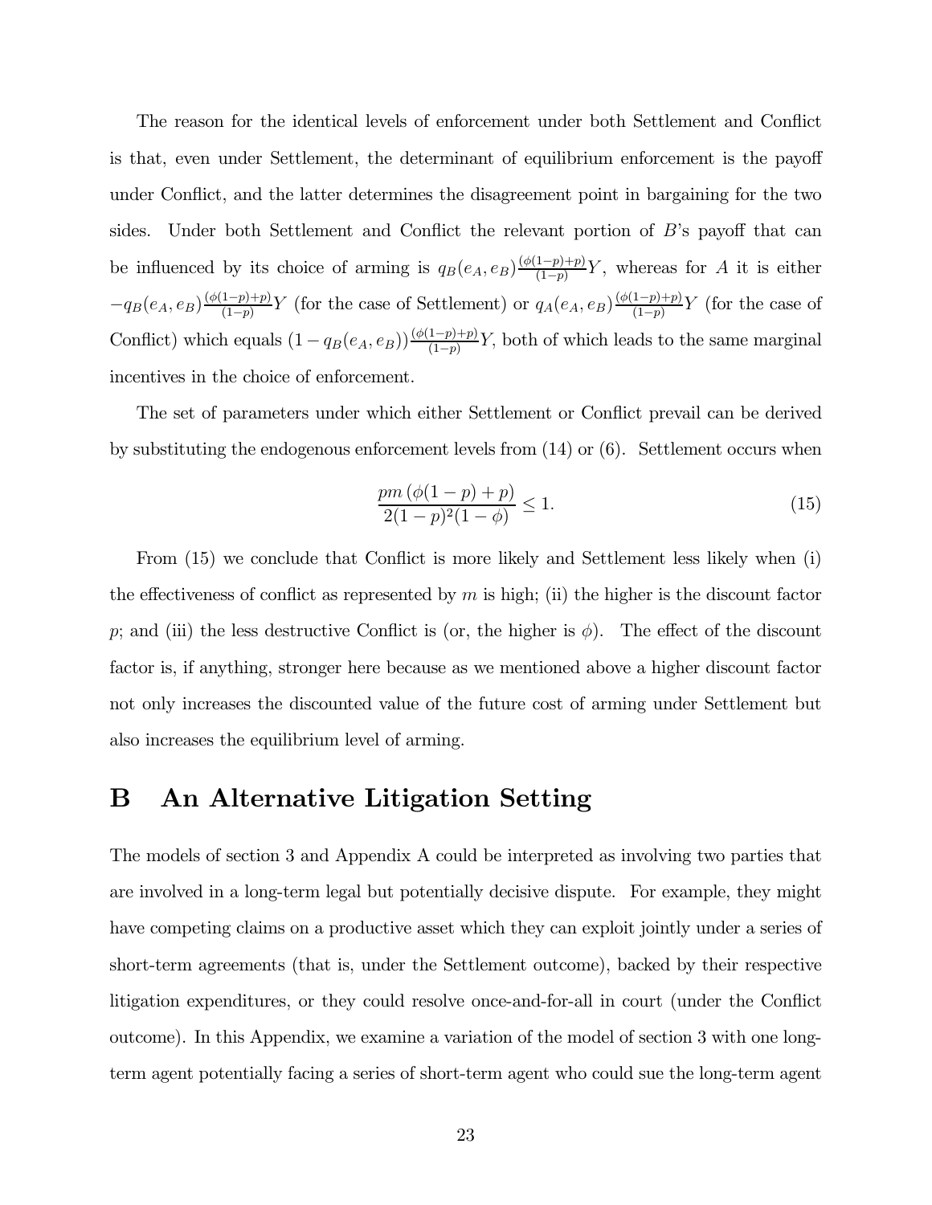The reason for the identical levels of enforcement under both Settlement and Conflict is that, even under Settlement, the determinant of equilibrium enforcement is the payoff under Conflict, and the latter determines the disagreement point in bargaining for the two sides. Under both Settlement and Conflict the relevant portion of $B$'s payoff that can be influenced by its choice of arming is $q_B(e_A, e_B)\frac{(\phi(1-p)+p)}{(1-p)}Y$, whereas for $A$ it is either $-q_B(e_A, e_B)\frac{(\phi(1-p)+p)}{(1-p)}Y$ (for the case of Settlement) or $q_A(e_A, e_B)\frac{(\phi(1-p)+p)}{(1-p)}Y$ (for the case of Conflict) which equals $(1 - q_B(e_A, e_B))\frac{(\phi(1-p)+p)}{(1-p)}Y$, both of which leads to the same marginal incentives in the choice of enforcement.

The set of parameters under which either Settlement or Conflict prevail can be derived by substituting the endogenous enforcement levels from (14) or (6). Settlement occurs when

$$\frac{pm\left(\phi(1-p)+p\right)}{2(1-p)^2(1-\phi)} \leq 1. \tag{15}$$

From (15) we conclude that Conflict is more likely and Settlement less likely when (i) the effectiveness of conflict as represented by $m$ is high; (ii) the higher is the discount factor $p$; and (iii) the less destructive Conflict is (or, the higher is $\phi$). The effect of the discount factor is, if anything, stronger here because as we mentioned above a higher discount factor not only increases the discounted value of the future cost of arming under Settlement but also increases the equilibrium level of arming.

# B An Alternative Litigation Setting

The models of section 3 and Appendix A could be interpreted as involving two parties that are involved in a long-term legal but potentially decisive dispute. For example, they might have competing claims on a productive asset which they can exploit jointly under a series of short-term agreements (that is, under the Settlement outcome), backed by their respective litigation expenditures, or they could resolve once-and-for-all in court (under the Conflict outcome). In this Appendix, we examine a variation of the model of section 3 with one long-term agent potentially facing a series of short-term agent who could sue the long-term agent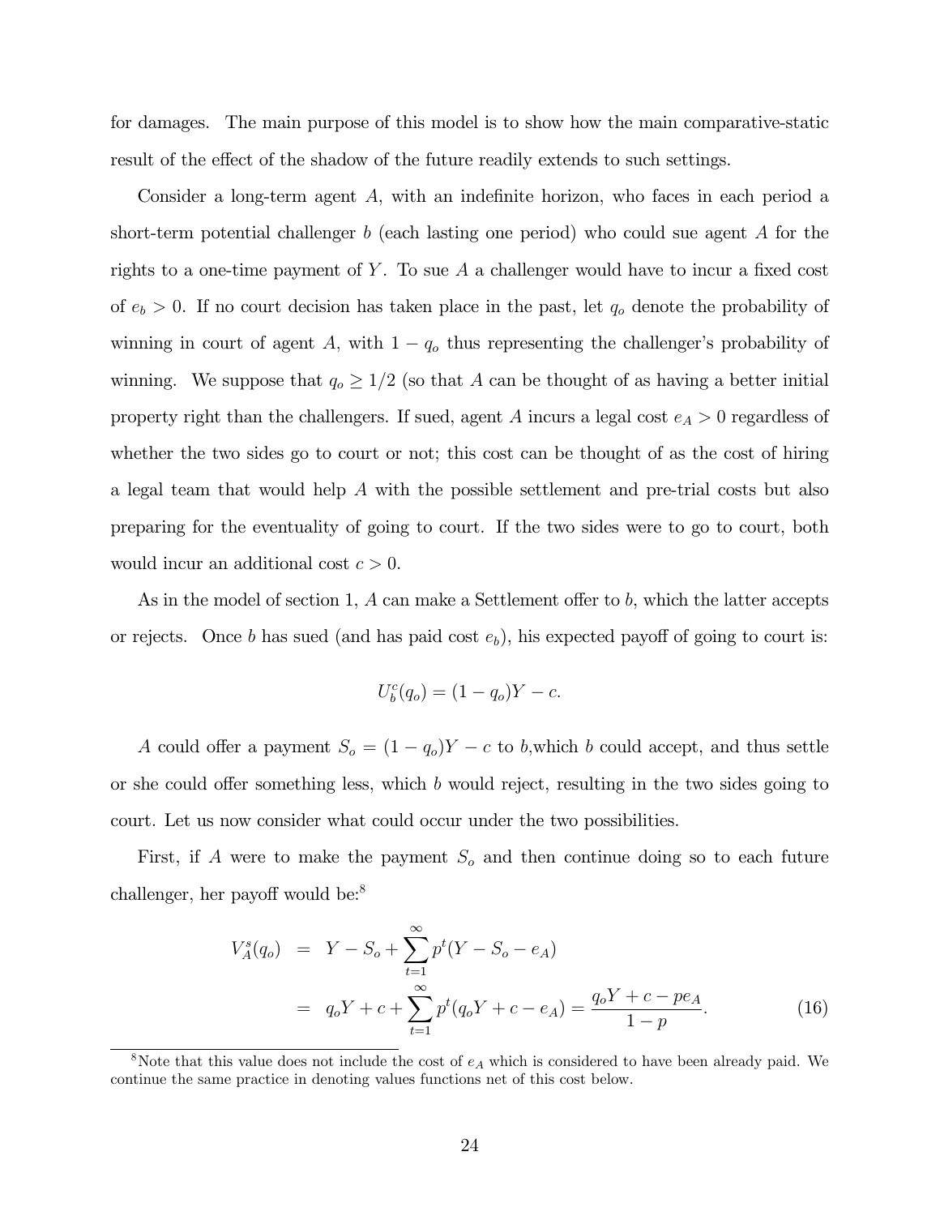for damages. The main purpose of this model is to show how the main comparative-static result of the effect of the shadow of the future readily extends to such settings.

Consider a long-term agent $A$, with an indefinite horizon, who faces in each period a short-term potential challenger $b$ (each lasting one period) who could sue agent $A$ for the rights to a one-time payment of $Y$. To sue $A$ a challenger would have to incur a fixed cost of $e_b > 0$. If no court decision has taken place in the past, let $q_o$ denote the probability of winning in court of agent $A$, with $1 - q_o$ thus representing the challenger's probability of winning. We suppose that $q_o \geq 1/2$ (so that $A$ can be thought of as having a better initial property right than the challengers. If sued, agent $A$ incurs a legal cost $e_A > 0$ regardless of whether the two sides go to court or not; this cost can be thought of as the cost of hiring a legal team that would help $A$ with the possible settlement and pre-trial costs but also preparing for the eventuality of going to court. If the two sides were to go to court, both would incur an additional cost $c > 0$.

As in the model of section 1, $A$ can make a Settlement offer to $b$, which the latter accepts or rejects. Once $b$ has sued (and has paid cost $e_b$), his expected payoff of going to court is:

$$U_b^c(q_o) = (1 - q_o)Y - c.$$

$A$ could offer a payment $S_o = (1 - q_o)Y - c$ to $b$,which $b$ could accept, and thus settle or she could offer something less, which $b$ would reject, resulting in the two sides going to court. Let us now consider what could occur under the two possibilities.

First, if $A$ were to make the payment $S_o$ and then continue doing so to each future challenger, her payoff would be:[8]

$$\begin{aligned} V_A^s(q_o) &= Y - S_o + \sum_{t=1}^{\infty} p^t (Y - S_o - e_A) \\ &= q_o Y + c + \sum_{t=1}^{\infty} p^t (q_o Y + c - e_A) = \frac{q_o Y + c - p e_A}{1 - p}. \end{aligned} \tag{16}$$

[8] Note that this value does not include the cost of $e_A$ which is considered to have been already paid. We continue the same practice in denoting values functions net of this cost below.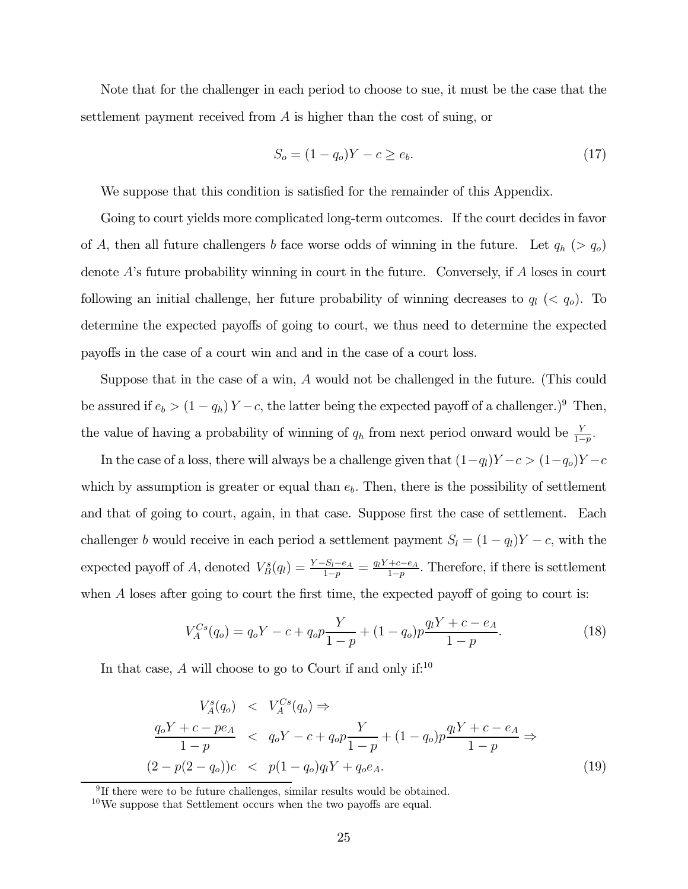Note that for the challenger in each period to choose to sue, it must be the case that the settlement payment received from $A$ is higher than the cost of suing, or

$$S_o = (1 - q_o)Y - c \geq e_b. \tag{17}$$

We suppose that this condition is satisfied for the remainder of this Appendix.

Going to court yields more complicated long-term outcomes. If the court decides in favor of $A$, then all future challengers $b$ face worse odds of winning in the future. Let $q_h$ ($> q_o$) denote $A$'s future probability winning in court in the future. Conversely, if $A$ loses in court following an initial challenge, her future probability of winning decreases to $q_l$ ($< q_o$). To determine the expected payoffs of going to court, we thus need to determine the expected payoffs in the case of a court win and and in the case of a court loss.

Suppose that in the case of a win, $A$ would not be challenged in the future. (This could be assured if $e_b > (1 - q_h)Y - c$, the latter being the expected payoff of a challenger.)[9] Then, the value of having a probability of winning of $q_h$ from next period onward would be $\frac{Y}{1-p}$.

In the case of a loss, there will always be a challenge given that $(1-q_l)Y - c > (1-q_o)Y - c$ which by assumption is greater or equal than $e_b$. Then, there is the possibility of settlement and that of going to court, again, in that case. Suppose first the case of settlement. Each challenger $b$ would receive in each period a settlement payment $S_l = (1 - q_l)Y - c$, with the expected payoff of $A$, denoted $V_B^s(q_l) = \frac{Y - S_l - e_A}{1-p} = \frac{q_l Y + c - e_A}{1-p}$. Therefore, if there is settlement when $A$ loses after going to court the first time, the expected payoff of going to court is:

$$V_A^{Cs}(q_o) = q_o Y - c + q_o p \frac{Y}{1-p} + (1 - q_o)p \frac{q_l Y + c - e_A}{1-p}. \tag{18}$$

In that case, $A$ will choose to go to Court if and only if:[10]

$$\begin{aligned}
V_A^s(q_o) &< V_A^{Cs}(q_o) \Rightarrow \\
\frac{q_o Y + c - p e_A}{1-p} &< q_o Y - c + q_o p \frac{Y}{1-p} + (1 - q_o)p \frac{q_l Y + c - e_A}{1-p} \Rightarrow \\
(2 - p(2 - q_o))c &< p(1 - q_o) q_l Y + q_o e_A.
\end{aligned} \tag{19}$$

[9] If there were to be future challenges, similar results would be obtained.

[10] We suppose that Settlement occurs when the two payoffs are equal.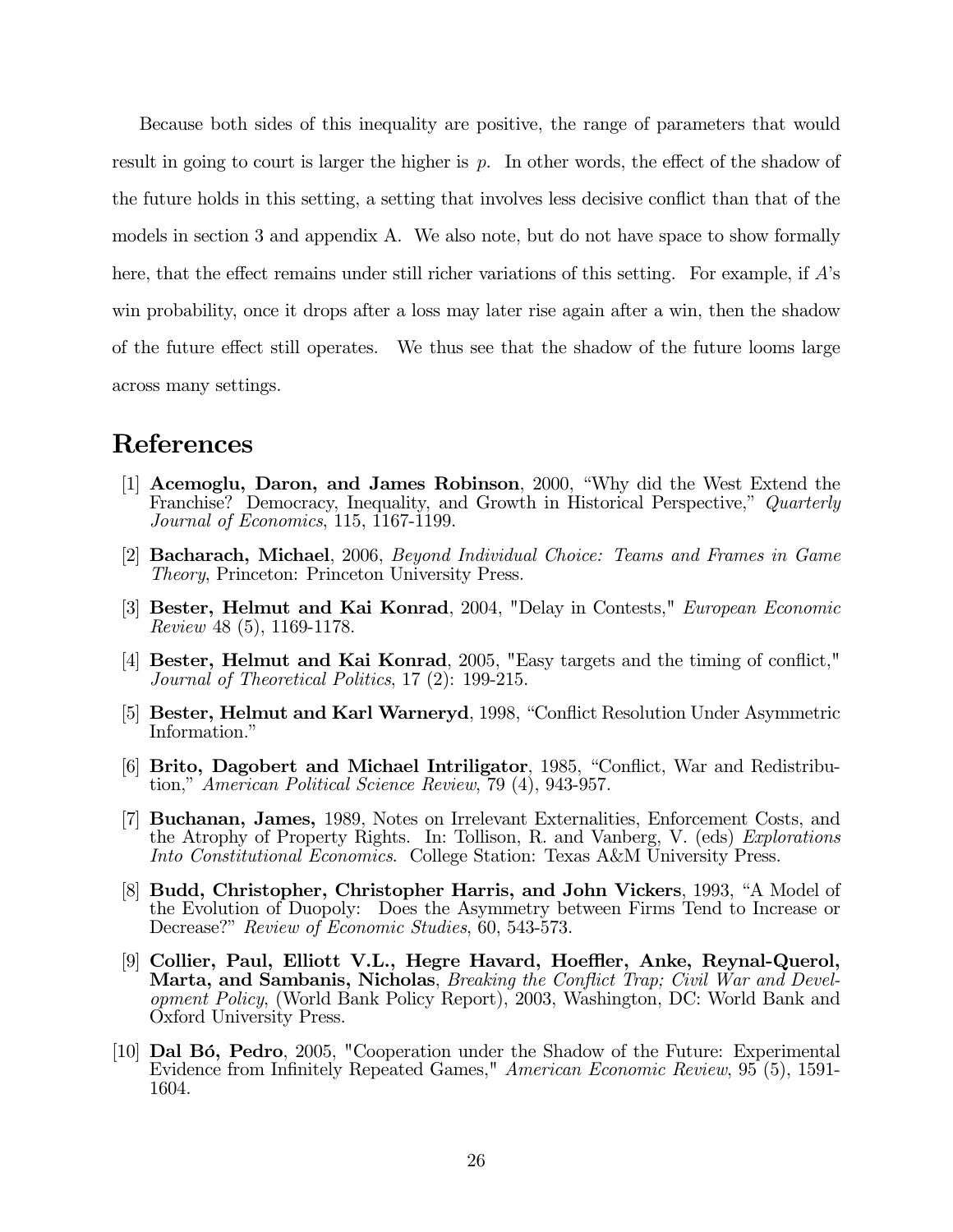Because both sides of this inequality are positive, the range of parameters that would result in going to court is larger the higher is $p$. In other words, the effect of the shadow of the future holds in this setting, a setting that involves less decisive conflict than that of the models in section 3 and appendix A. We also note, but do not have space to show formally here, that the effect remains under still richer variations of this setting. For example, if $A$'s win probability, once it drops after a loss may later rise again after a win, then the shadow of the future effect still operates. We thus see that the shadow of the future looms large across many settings.

# References

[1] **Acemoglu, Daron, and James Robinson**, 2000, "Why did the West Extend the Franchise? Democracy, Inequality, and Growth in Historical Perspective," *Quarterly Journal of Economics*, 115, 1167-1199.

[2] **Bacharach, Michael**, 2006, *Beyond Individual Choice: Teams and Frames in Game Theory*, Princeton: Princeton University Press.

[3] **Bester, Helmut and Kai Konrad**, 2004, "Delay in Contests," *European Economic Review* 48 (5), 1169-1178.

[4] **Bester, Helmut and Kai Konrad**, 2005, "Easy targets and the timing of conflict," *Journal of Theoretical Politics*, 17 (2): 199-215.

[5] **Bester, Helmut and Karl Warneryd**, 1998, "Conflict Resolution Under Asymmetric Information."

[6] **Brito, Dagobert and Michael Intriligator**, 1985, "Conflict, War and Redistribution," *American Political Science Review*, 79 (4), 943-957.

[7] **Buchanan, James,** 1989, Notes on Irrelevant Externalities, Enforcement Costs, and the Atrophy of Property Rights. In: Tollison, R. and Vanberg, V. (eds) *Explorations Into Constitutional Economics*. College Station: Texas A&M University Press.

[8] **Budd, Christopher, Christopher Harris, and John Vickers**, 1993, "A Model of the Evolution of Duopoly: Does the Asymmetry between Firms Tend to Increase or Decrease?" *Review of Economic Studies*, 60, 543-573.

[9] **Collier, Paul, Elliott V.L., Hegre Havard, Hoeffler, Anke, Reynal-Querol, Marta, and Sambanis, Nicholas**, *Breaking the Conflict Trap; Civil War and Development Policy*, (World Bank Policy Report), 2003, Washington, DC: World Bank and Oxford University Press.

[10] **Dal Bó, Pedro**, 2005, "Cooperation under the Shadow of the Future: Experimental Evidence from Infinitely Repeated Games," *American Economic Review*, 95 (5), 1591-1604.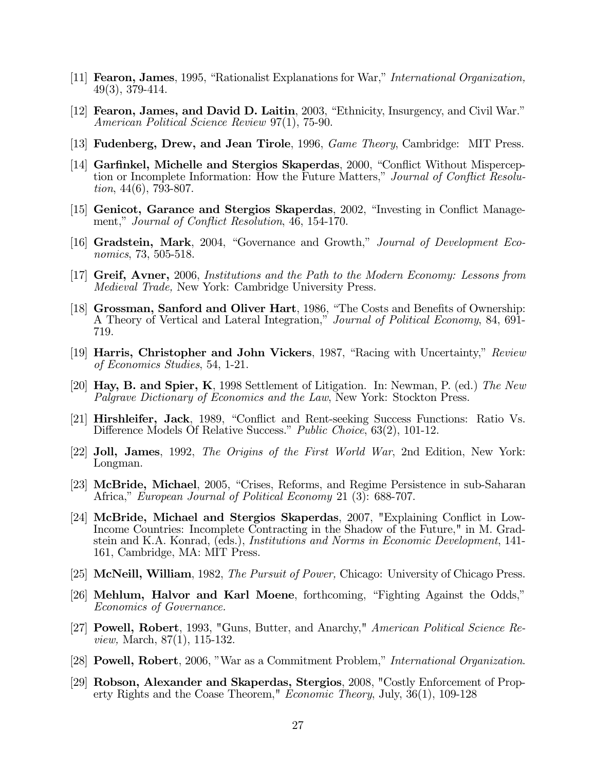[11] **Fearon, James**, 1995, "Rationalist Explanations for War," *International Organization,* 49(3), 379-414.

[12] **Fearon, James, and David D. Laitin**, 2003, "Ethnicity, Insurgency, and Civil War." *American Political Science Review* 97(1), 75-90.

[13] **Fudenberg, Drew, and Jean Tirole**, 1996, *Game Theory*, Cambridge: MIT Press.

[14] **Garfinkel, Michelle and Stergios Skaperdas**, 2000, "Conflict Without Misperception or Incomplete Information: How the Future Matters," *Journal of Conflict Resolution*, 44(6), 793-807.

[15] **Genicot, Garance and Stergios Skaperdas**, 2002, "Investing in Conflict Management," *Journal of Conflict Resolution*, 46, 154-170.

[16] **Gradstein, Mark**, 2004, "Governance and Growth," *Journal of Development Economics*, 73, 505-518.

[17] **Greif, Avner,** 2006, *Institutions and the Path to the Modern Economy: Lessons from Medieval Trade,* New York: Cambridge University Press.

[18] **Grossman, Sanford and Oliver Hart**, 1986, "The Costs and Benefits of Ownership: A Theory of Vertical and Lateral Integration," *Journal of Political Economy*, 84, 691-719.

[19] **Harris, Christopher and John Vickers**, 1987, "Racing with Uncertainty," *Review of Economics Studies*, 54, 1-21.

[20] **Hay, B. and Spier, K**, 1998 Settlement of Litigation. In: Newman, P. (ed.) *The New Palgrave Dictionary of Economics and the Law*, New York: Stockton Press.

[21] **Hirshleifer, Jack**, 1989, "Conflict and Rent-seeking Success Functions: Ratio Vs. Difference Models Of Relative Success." *Public Choice*, 63(2), 101-12.

[22] **Joll, James**, 1992, *The Origins of the First World War*, 2nd Edition, New York: Longman.

[23] **McBride, Michael**, 2005, "Crises, Reforms, and Regime Persistence in sub-Saharan Africa," *European Journal of Political Economy* 21 (3): 688-707.

[24] **McBride, Michael and Stergios Skaperdas**, 2007, "Explaining Conflict in Low-Income Countries: Incomplete Contracting in the Shadow of the Future," in M. Gradstein and K.A. Konrad, (eds.), *Institutions and Norms in Economic Development*, 141-161, Cambridge, MA: MIT Press.

[25] **McNeill, William**, 1982, *The Pursuit of Power,* Chicago: University of Chicago Press.

[26] **Mehlum, Halvor and Karl Moene**, forthcoming, "Fighting Against the Odds," *Economics of Governance.*

[27] **Powell, Robert**, 1993, "Guns, Butter, and Anarchy," *American Political Science Review,* March, 87(1), 115-132.

[28] **Powell, Robert**, 2006, "War as a Commitment Problem," *International Organization.*

[29] **Robson, Alexander and Skaperdas, Stergios**, 2008, "Costly Enforcement of Property Rights and the Coase Theorem," *Economic Theory*, July, 36(1), 109-128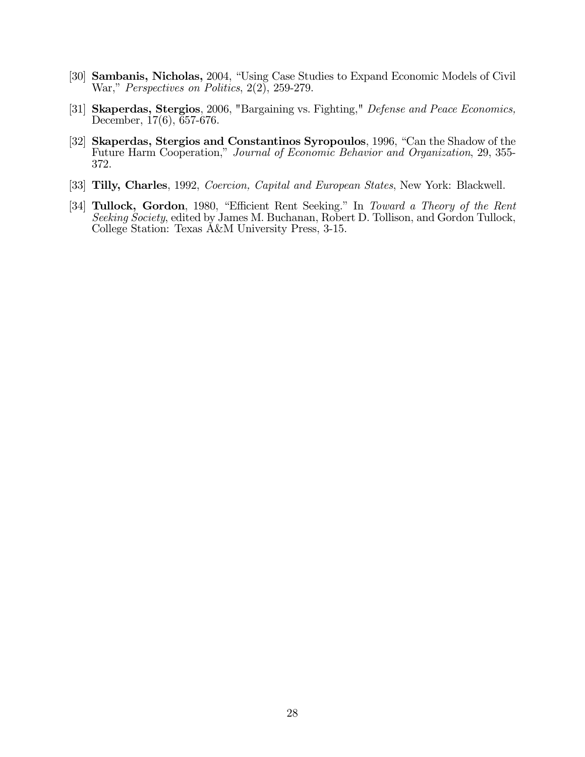[30] **Sambanis, Nicholas,** 2004, "Using Case Studies to Expand Economic Models of Civil War," *Perspectives on Politics*, 2(2), 259-279.

[31] **Skaperdas, Stergios**, 2006, "Bargaining vs. Fighting," *Defense and Peace Economics,* December, 17(6), 657-676.

[32] **Skaperdas, Stergios and Constantinos Syropoulos**, 1996, "Can the Shadow of the Future Harm Cooperation," *Journal of Economic Behavior and Organization*, 29, 355-372.

[33] **Tilly, Charles**, 1992, *Coercion, Capital and European States*, New York: Blackwell.

[34] **Tullock, Gordon**, 1980, "Efficient Rent Seeking." In *Toward a Theory of the Rent Seeking Society*, edited by James M. Buchanan, Robert D. Tollison, and Gordon Tullock, College Station: Texas A&M University Press, 3-15.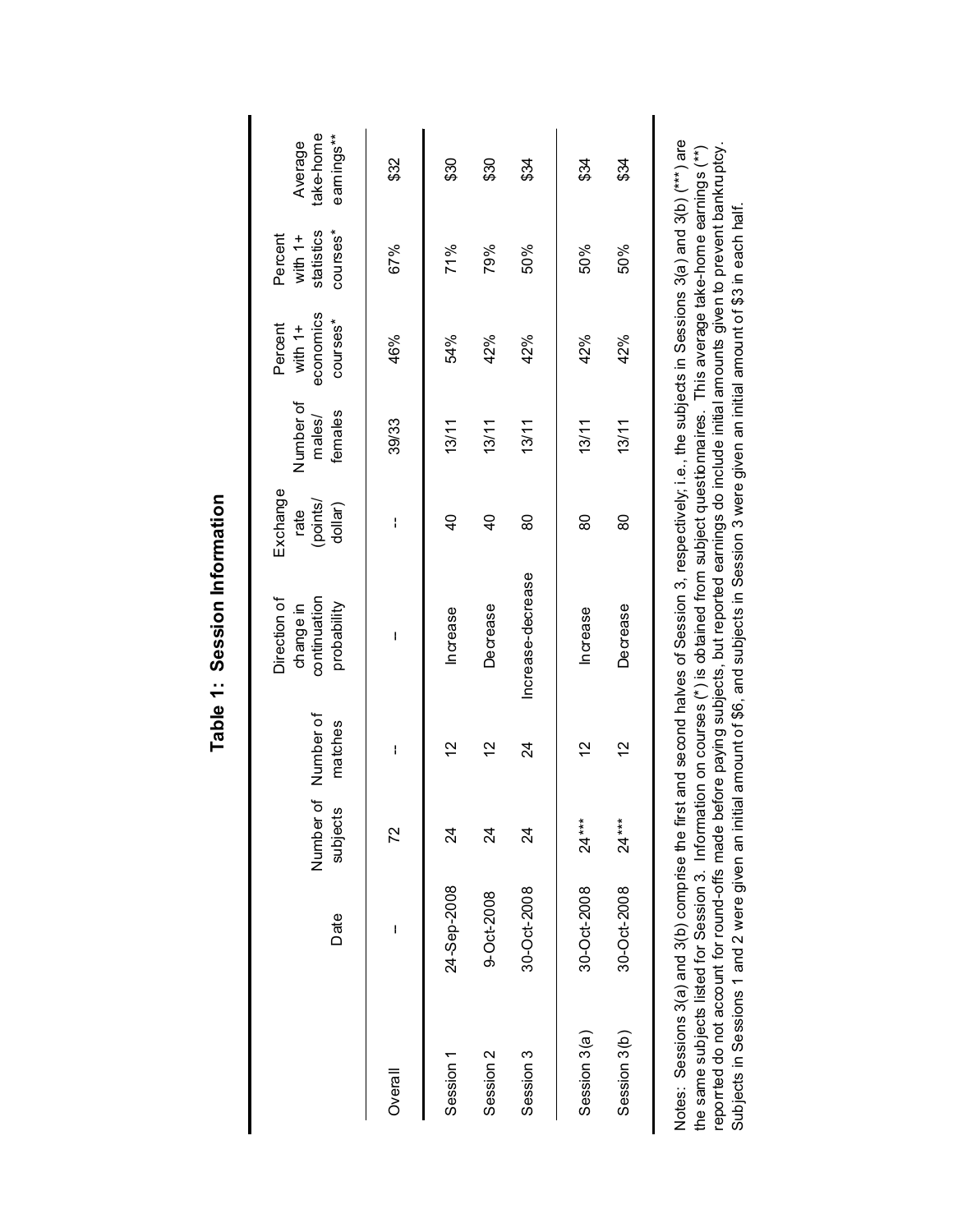# Table 1: Session Information

| | Date | Number of subjects | Number of matches | Direction of change in continuation probability | Exchange rate (points/ dollar) | Number of males/ females | Percent with 1+ economics courses* | Percent with 1+ statistics courses* | Average take-home earnings** |
|---|---|---|---|---|---|---|---|---|---|
| Overall | -- | 72 | -- | -- | -- | 39/33 | 46% | 67% | $32 |
| Session 1 | 24-Sep-2008 | 24 | 12 | Increase | 40 | 13/11 | 54% | 71% | $30 |
| Session 2 | 9-Oct-2008 | 24 | 12 | Decrease | 40 | 13/11 | 42% | 79% | $30 |
| Session 3 | 30-Oct-2008 | 24 | 24 | Increase-decrease | 80 | 13/11 | 42% | 50% | $34 |
| Session 3(a) | 30-Oct-2008 | 24*** | 12 | Increase | 80 | 13/11 | 42% | 50% | $34 |
| Session 3(b) | 30-Oct-2008 | 24*** | 12 | Decrease | 80 | 13/11 | 42% | 50% | $34 |

Notes: Sessions 3(a) and 3(b) comprise the first and second halves of Session 3, respectively; i.e., the subjects in Sessions 3(a) and 3(b) (***) are the same subjects listed for Session 3. Information on courses (*) is obtained from subject questionnaires. This average take-home earnings (**) reporrted do not account for round-offs made before paying subjects, but reported earnings do include initial amounts given to prevent bankruptcy. Subjects in Sessions 1 and 2 were given an initial amount of $6, and subjects in Session 3 were given an initial amount of $3 in each half.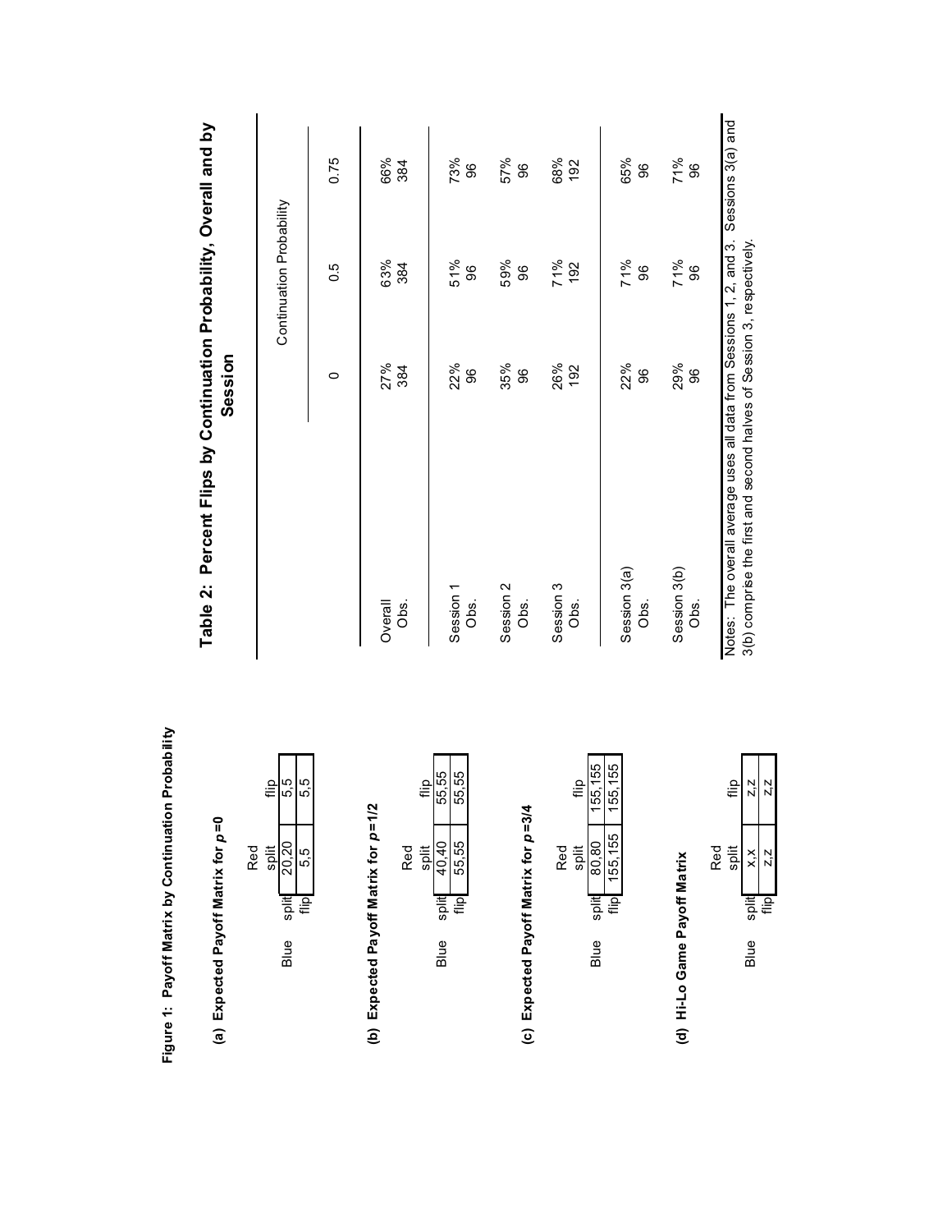**Figure 1: Payoff Matrix by Continuation Probability**

**(a) Expected Payoff Matrix for $p$=0**

| Blue \ Red | split | flip |
|---|---|---|
| split | 20,20 | 5,5 |
| flip | 5,5 | 5,5 |

**(b) Expected Payoff Matrix for $p$=1/2**

| Blue \ Red | split | flip |
|---|---|---|
| split | 40,40 | 55,55 |
| flip | 55,55 | 55,55 |

**(c) Expected Payoff Matrix for $p$=3/4**

| Blue \ Red | split | flip |
|---|---|---|
| split | 80,80 | 155,155 |
| flip | 155,155 | 155,155 |

**(d) Hi-Lo Game Payoff Matrix**

| Blue \ Red | split | flip |
|---|---|---|
| split | x,x | z,z |
| flip | z,z | z,z |

**Table 2: Percent Flips by Continuation Probability, Overall and by Session**

| | Continuation Probability | | |
|---|---|---|---|
| | 0 | 0.5 | 0.75 |
| Overall | 27% | 63% | 66% |
| Obs. | 384 | 384 | 384 |
| Session 1 | 22% | 51% | 73% |
| Obs. | 96 | 96 | 96 |
| Session 2 | 35% | 59% | 57% |
| Obs. | 96 | 96 | 96 |
| Session 3 | 26% | 71% | 68% |
| Obs. | 192 | 192 | 192 |
| Session 3(a) | 22% | 71% | 65% |
| Obs. | 96 | 96 | 96 |
| Session 3(b) | 29% | 71% | 71% |
| Obs. | 96 | 96 | 96 |

Notes: The overall average uses all data from Sessions 1, 2, and 3. Sessions 3(a) and 3(b) comprise the first and second halves of Session 3, respectively.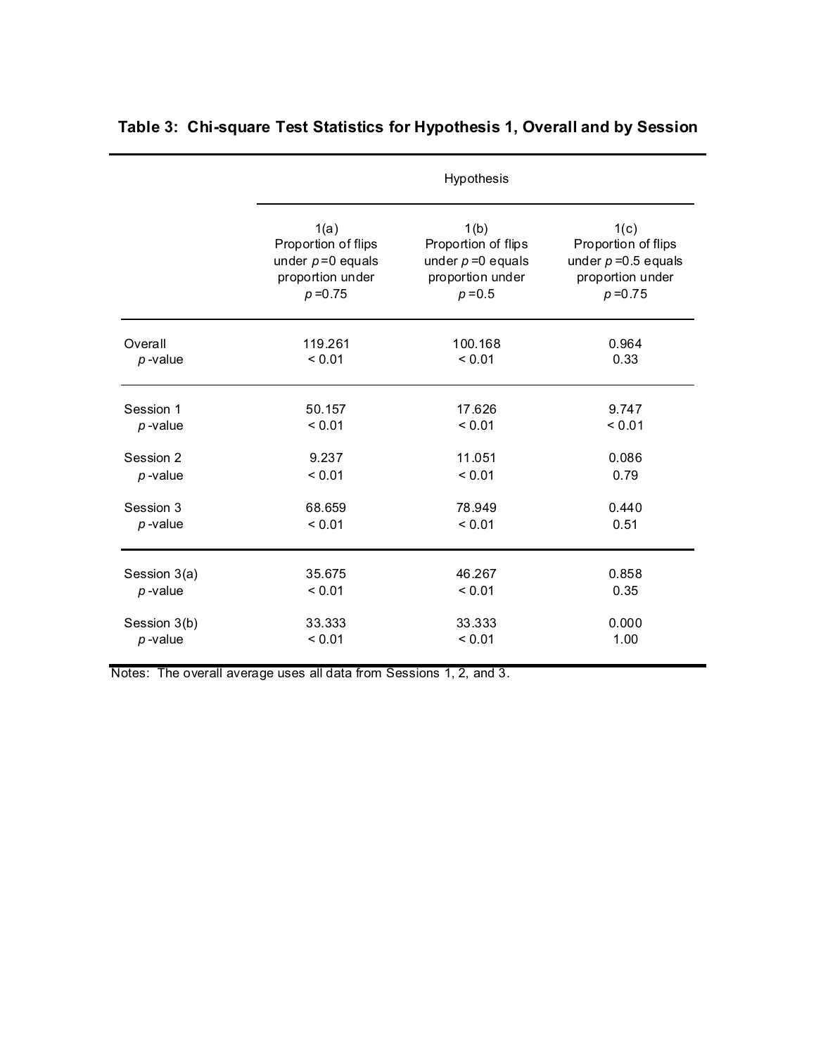**Table 3: Chi-square Test Statistics for Hypothesis 1, Overall and by Session**

| | Hypothesis | | |
|---|---|---|---|
| | 1(a) Proportion of flips under $p$=0 equals proportion under $p$=0.75 | 1(b) Proportion of flips under $p$=0 equals proportion under $p$=0.5 | 1(c) Proportion of flips under $p$=0.5 equals proportion under $p$=0.75 |
| Overall | 119.261 | 100.168 | 0.964 |
| $p$-value | < 0.01 | < 0.01 | 0.33 |
| Session 1 | 50.157 | 17.626 | 9.747 |
| $p$-value | < 0.01 | < 0.01 | < 0.01 |
| Session 2 | 9.237 | 11.051 | 0.086 |
| $p$-value | < 0.01 | < 0.01 | 0.79 |
| Session 3 | 68.659 | 78.949 | 0.440 |
| $p$-value | < 0.01 | < 0.01 | 0.51 |
| Session 3(a) | 35.675 | 46.267 | 0.858 |
| $p$-value | < 0.01 | < 0.01 | 0.35 |
| Session 3(b) | 33.333 | 33.333 | 0.000 |
| $p$-value | < 0.01 | < 0.01 | 1.00 |

Notes: The overall average uses all data from Sessions 1, 2, and 3.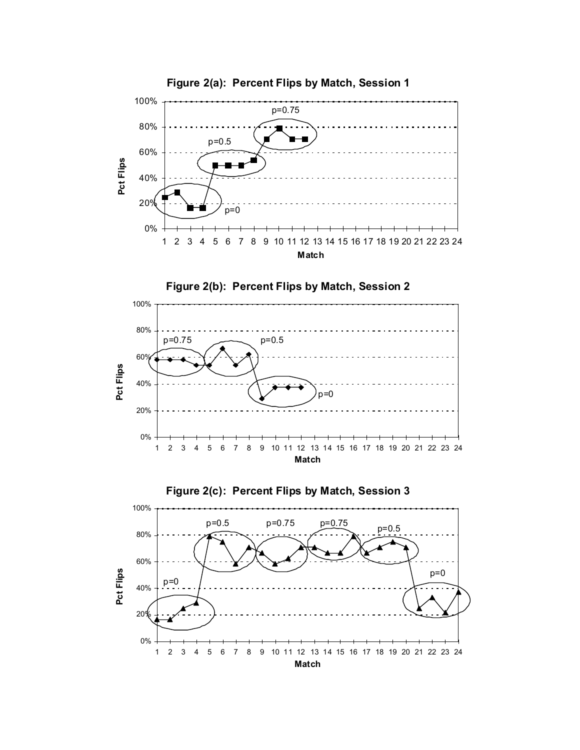**Figure 2(a): Percent Flips by Match, Session 1**

**Figure 2(b): Percent Flips by Match, Session 2**

**Figure 2(c): Percent Flips by Match, Session 3**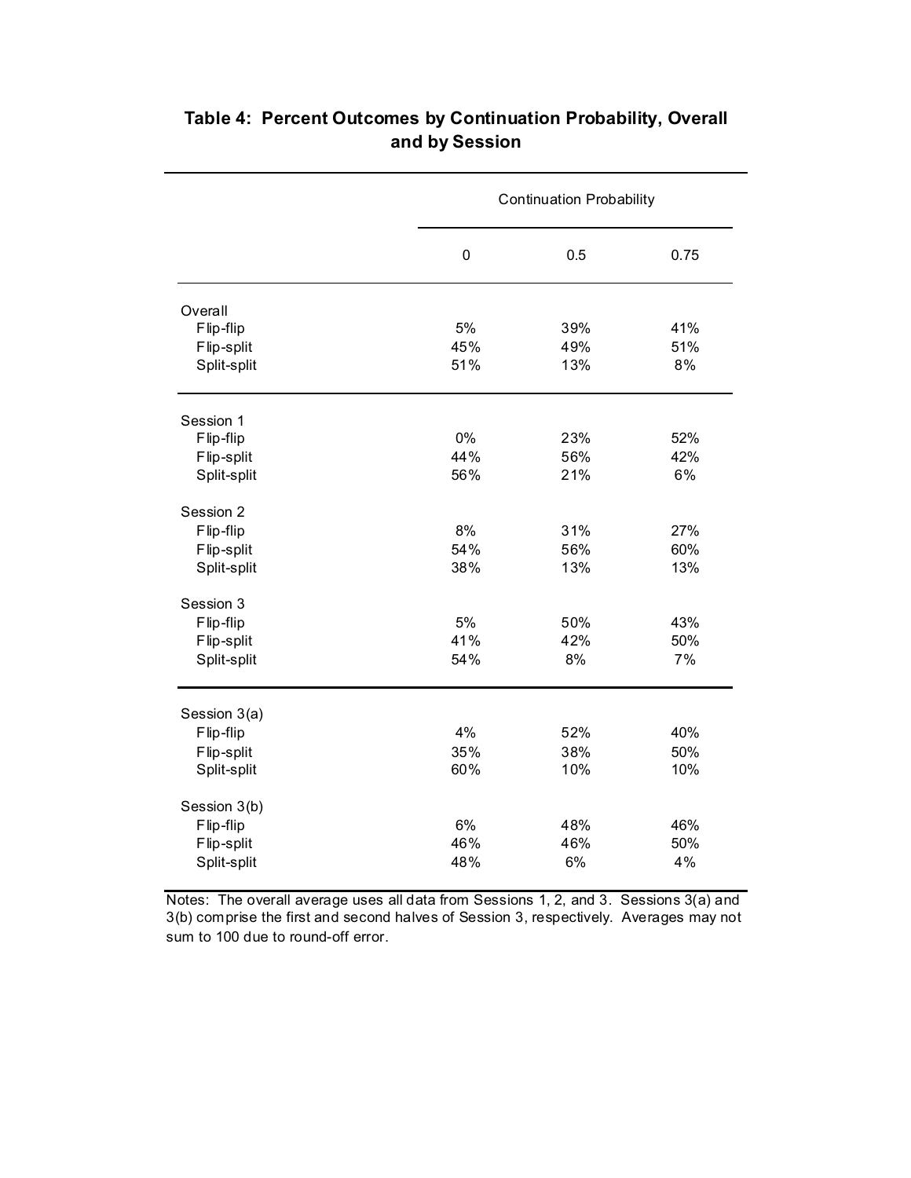## Table 4: Percent Outcomes by Continuation Probability, Overall and by Session

| | Continuation Probability | | |
|---|---|---|---|
| | 0 | 0.5 | 0.75 |
| **Overall** | | | |
| Flip-flip | 5% | 39% | 41% |
| Flip-split | 45% | 49% | 51% |
| Split-split | 51% | 13% | 8% |
| **Session 1** | | | |
| Flip-flip | 0% | 23% | 52% |
| Flip-split | 44% | 56% | 42% |
| Split-split | 56% | 21% | 6% |
| **Session 2** | | | |
| Flip-flip | 8% | 31% | 27% |
| Flip-split | 54% | 56% | 60% |
| Split-split | 38% | 13% | 13% |
| **Session 3** | | | |
| Flip-flip | 5% | 50% | 43% |
| Flip-split | 41% | 42% | 50% |
| Split-split | 54% | 8% | 7% |
| **Session 3(a)** | | | |
| Flip-flip | 4% | 52% | 40% |
| Flip-split | 35% | 38% | 50% |
| Split-split | 60% | 10% | 10% |
| **Session 3(b)** | | | |
| Flip-flip | 6% | 48% | 46% |
| Flip-split | 46% | 46% | 50% |
| Split-split | 48% | 6% | 4% |

Notes: The overall average uses all data from Sessions 1, 2, and 3. Sessions 3(a) and 3(b) comprise the first and second halves of Session 3, respectively. Averages may not sum to 100 due to round-off error.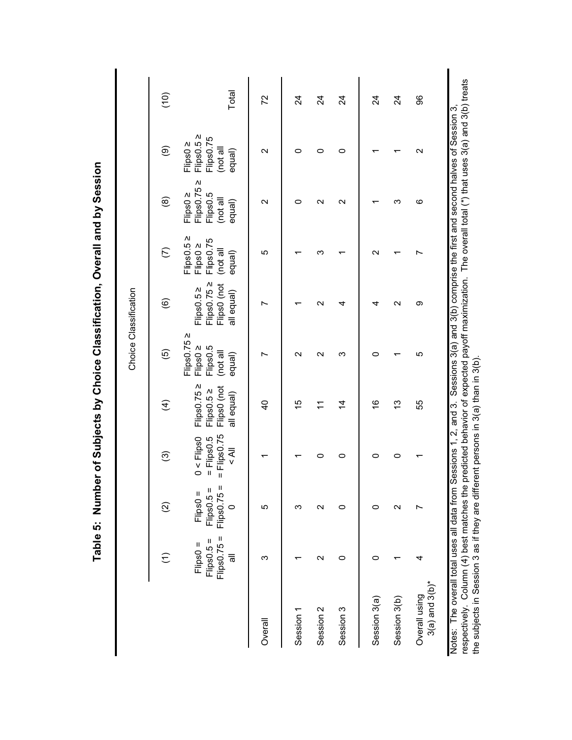# Table 5: Number of Subjects by Choice Classification, Overall and by Session

| | Choice Classification | | | | | | | | | |
|---|---|---|---|---|---|---|---|---|---|---|
| | (1) | (2) | (3) | (4) | (5) | (6) | (7) | (8) | (9) | (10) |
| | Flips0 = Flips0.5 = Flips0.75 = all | Flips0 = Flips0.5 = Flips0.75 = 0 | 0 < Flips0 = Flips0.5 = Flips0.75 < All | Flips0.75 ≥ Flips0.5 ≥ Flips0 (not all equal) | Flips0.75 ≥ Flips0 ≥ Flips0.5 (not all equal) | Flips0.5 ≥ Flips0.75 ≥ Flips0 (not all equal) | Flips0.5 ≥ Flips0 ≥ Flips0.75 (not all equal) | Flips0 ≥ Flips0.75 ≥ Flips0.5 (not all equal) | Flips0 ≥ Flips0.5 ≥ Flips0.75 (not all equal) | Total |
| Overall | 3 | 5 | 1 | 40 | 7 | 7 | 5 | 2 | 2 | 72 |
| Session 1 | 1 | 3 | 1 | 15 | 2 | 1 | 1 | 0 | 0 | 24 |
| Session 2 | 2 | 2 | 0 | 11 | 2 | 2 | 3 | 2 | 0 | 24 |
| Session 3 | 0 | 0 | 0 | 14 | 3 | 4 | 1 | 2 | 0 | 24 |
| Session 3(a) | 0 | 0 | 0 | 16 | 0 | 4 | 2 | 1 | 1 | 24 |
| Session 3(b) | 1 | 2 | 0 | 13 | 1 | 2 | 1 | 3 | 1 | 24 |
| Overall using 3(a) and 3(b)* | 4 | 7 | 1 | 55 | 5 | 9 | 7 | 6 | 2 | 96 |

Notes: The overall total uses all data from Sessions 1, 2, and 3. Sessions 3(a) and 3(b) comprise the first and second halves of Session 3, respectively. Column (4) best matches the predicted behavior of expected payoff maximization. The overall total (*) that uses 3(a) and 3(b) treats the subjects in Session 3 as if they are different persons in 3(a) than in 3(b).